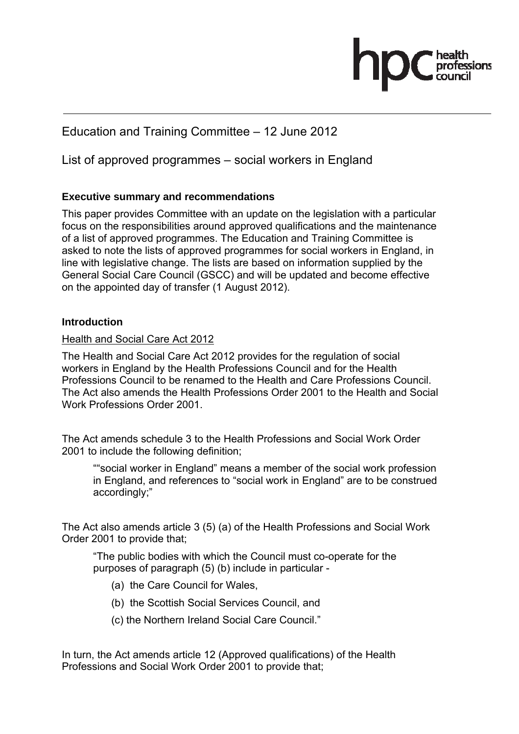# Education and Training Committee – 12 June 2012

## List of approved programmes – social workers in England

### Executive summary and recommendations

This paper provides Committee with an update on the legislation with a particular focus on the responsibilities around approved qualifications and the maintenance of a list of approved programmes. The Education and Training Committee is asked to note the lists of approved programmes for social workers in England, in line with legislative change. The lists are based on information supplied by the General Social Care Council (GSCC) and will be updated and become effective on the appointed day of transfer (1 August 2012).

### Introduction

Health and Social Care Act 2012

The Health and Social Care Act 2012 provides for the regulation of social workers in England by the Health Professions Council and for the Health Professions Council to be renamed to the Health and Care Professions Council. The Act also amends the Health Professions Order 2001 to the Health and Social Work Professions Order 2001.

The Act amends schedule 3 to the Health Professions and Social Work Order 2001 to include the following definition;

> ""social worker in England" means a member of the social work profession in England, and references to "social work in England" are to be construed accordingly;"

The Act also amends article 3 (5) (a) of the Health Professions and Social Work Order 2001 to provide that;

> "The public bodies with which the Council must co-operate for the purposes of paragraph (5) (b) include in particular -
>
> (a) the Care Council for Wales,
>
> (b) the Scottish Social Services Council, and
>
> (c) the Northern Ireland Social Care Council."

In turn, the Act amends article 12 (Approved qualifications) of the Health Professions and Social Work Order 2001 to provide that;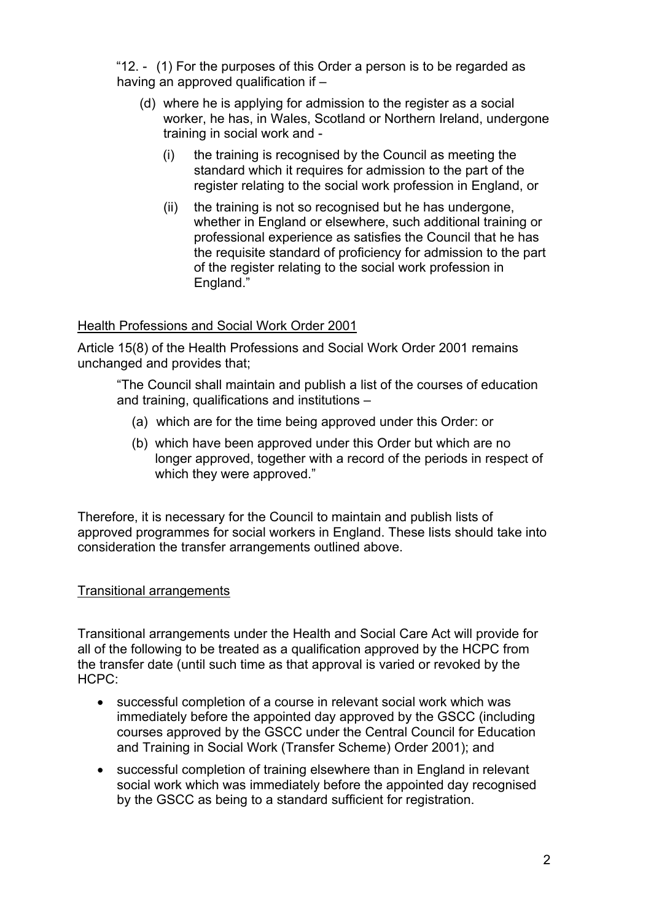"12. - (1) For the purposes of this Order a person is to be regarded as having an approved qualification if –

> (d) where he is applying for admission to the register as a social worker, he has, in Wales, Scotland or Northern Ireland, undergone training in social work and -
>
> > (i) the training is recognised by the Council as meeting the standard which it requires for admission to the part of the register relating to the social work profession in England, or
> >
> > (ii) the training is not so recognised but he has undergone, whether in England or elsewhere, such additional training or professional experience as satisfies the Council that he has the requisite standard of proficiency for admission to the part of the register relating to the social work profession in England."

<u>Health Professions and Social Work Order 2001</u>

Article 15(8) of the Health Professions and Social Work Order 2001 remains unchanged and provides that;

> "The Council shall maintain and publish a list of the courses of education and training, qualifications and institutions –
>
> (a) which are for the time being approved under this Order: or
>
> (b) which have been approved under this Order but which are no longer approved, together with a record of the periods in respect of which they were approved."

Therefore, it is necessary for the Council to maintain and publish lists of approved programmes for social workers in England. These lists should take into consideration the transfer arrangements outlined above.

<u>Transitional arrangements</u>

Transitional arrangements under the Health and Social Care Act will provide for all of the following to be treated as a qualification approved by the HCPC from the transfer date (until such time as that approval is varied or revoked by the HCPC:

- successful completion of a course in relevant social work which was immediately before the appointed day approved by the GSCC (including courses approved by the GSCC under the Central Council for Education and Training in Social Work (Transfer Scheme) Order 2001); and
- successful completion of training elsewhere than in England in relevant social work which was immediately before the appointed day recognised by the GSCC as being to a standard sufficient for registration.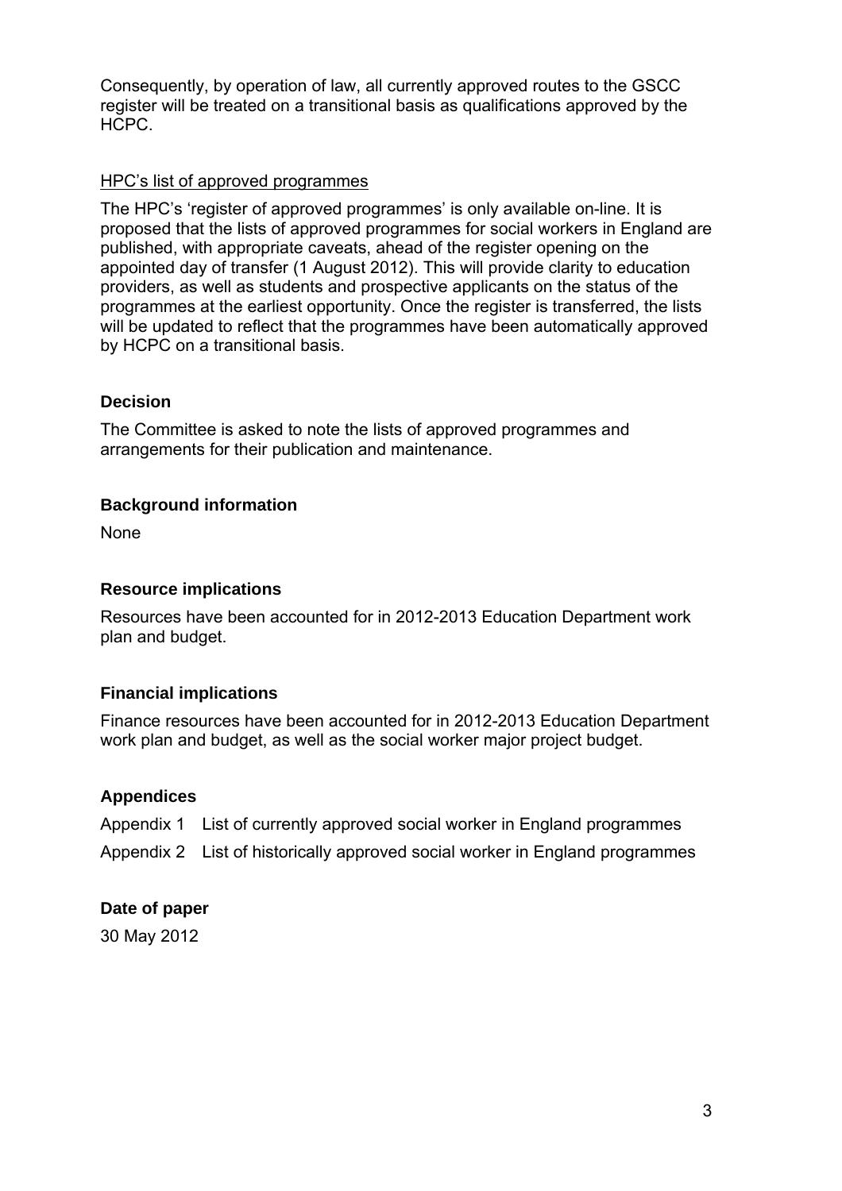Consequently, by operation of law, all currently approved routes to the GSCC register will be treated on a transitional basis as qualifications approved by the HCPC.

<u>HPC's list of approved programmes</u>

The HPC's 'register of approved programmes' is only available on-line. It is proposed that the lists of approved programmes for social workers in England are published, with appropriate caveats, ahead of the register opening on the appointed day of transfer (1 August 2012). This will provide clarity to education providers, as well as students and prospective applicants on the status of the programmes at the earliest opportunity. Once the register is transferred, the lists will be updated to reflect that the programmes have been automatically approved by HCPC on a transitional basis.

**Decision**

The Committee is asked to note the lists of approved programmes and arrangements for their publication and maintenance.

**Background information**

None

**Resource implications**

Resources have been accounted for in 2012-2013 Education Department work plan and budget.

**Financial implications**

Finance resources have been accounted for in 2012-2013 Education Department work plan and budget, as well as the social worker major project budget.

**Appendices**

Appendix 1 List of currently approved social worker in England programmes

Appendix 2 List of historically approved social worker in England programmes

**Date of paper**

30 May 2012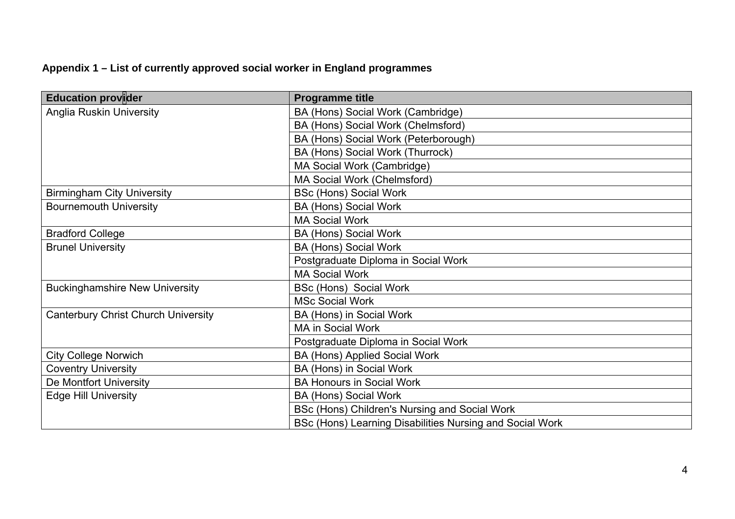**Appendix 1 – List of currently approved social worker in England programmes**

| Education provider | Programme title |
|---|---|
| Anglia Ruskin University | BA (Hons) Social Work (Cambridge) |
| | BA (Hons) Social Work (Chelmsford) |
| | BA (Hons) Social Work (Peterborough) |
| | BA (Hons) Social Work (Thurrock) |
| | MA Social Work (Cambridge) |
| | MA Social Work (Chelmsford) |
| Birmingham City University | BSc (Hons) Social Work |
| Bournemouth University | BA (Hons) Social Work |
| | MA Social Work |
| Bradford College | BA (Hons) Social Work |
| Brunel University | BA (Hons) Social Work |
| | Postgraduate Diploma in Social Work |
| | MA Social Work |
| Buckinghamshire New University | BSc (Hons) Social Work |
| | MSc Social Work |
| Canterbury Christ Church University | BA (Hons) in Social Work |
| | MA in Social Work |
| | Postgraduate Diploma in Social Work |
| City College Norwich | BA (Hons) Applied Social Work |
| Coventry University | BA (Hons) in Social Work |
| De Montfort University | BA Honours in Social Work |
| Edge Hill University | BA (Hons) Social Work |
| | BSc (Hons) Children's Nursing and Social Work |
| | BSc (Hons) Learning Disabilities Nursing and Social Work |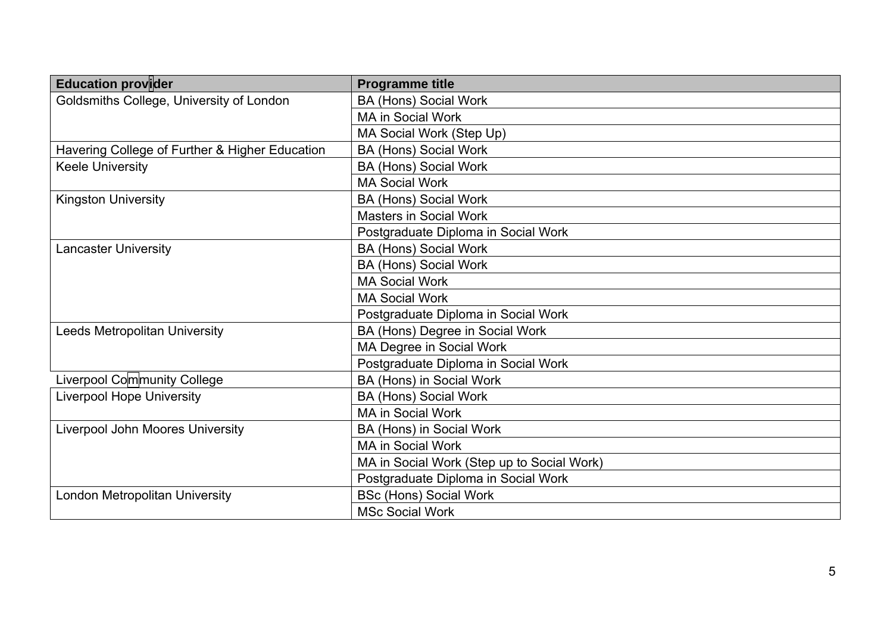| Education provider | Programme title |
|---|---|
| Goldsmiths College, University of London | BA (Hons) Social Work |
| | MA in Social Work |
| | MA Social Work (Step Up) |
| Havering College of Further & Higher Education | BA (Hons) Social Work |
| Keele University | BA (Hons) Social Work |
| | MA Social Work |
| Kingston University | BA (Hons) Social Work |
| | Masters in Social Work |
| | Postgraduate Diploma in Social Work |
| Lancaster University | BA (Hons) Social Work |
| | BA (Hons) Social Work |
| | MA Social Work |
| | MA Social Work |
| | Postgraduate Diploma in Social Work |
| Leeds Metropolitan University | BA (Hons) Degree in Social Work |
| | MA Degree in Social Work |
| | Postgraduate Diploma in Social Work |
| Liverpool Community College | BA (Hons) in Social Work |
| Liverpool Hope University | BA (Hons) Social Work |
| | MA in Social Work |
| Liverpool John Moores University | BA (Hons) in Social Work |
| | MA in Social Work |
| | MA in Social Work (Step up to Social Work) |
| | Postgraduate Diploma in Social Work |
| London Metropolitan University | BSc (Hons) Social Work |
| | MSc Social Work |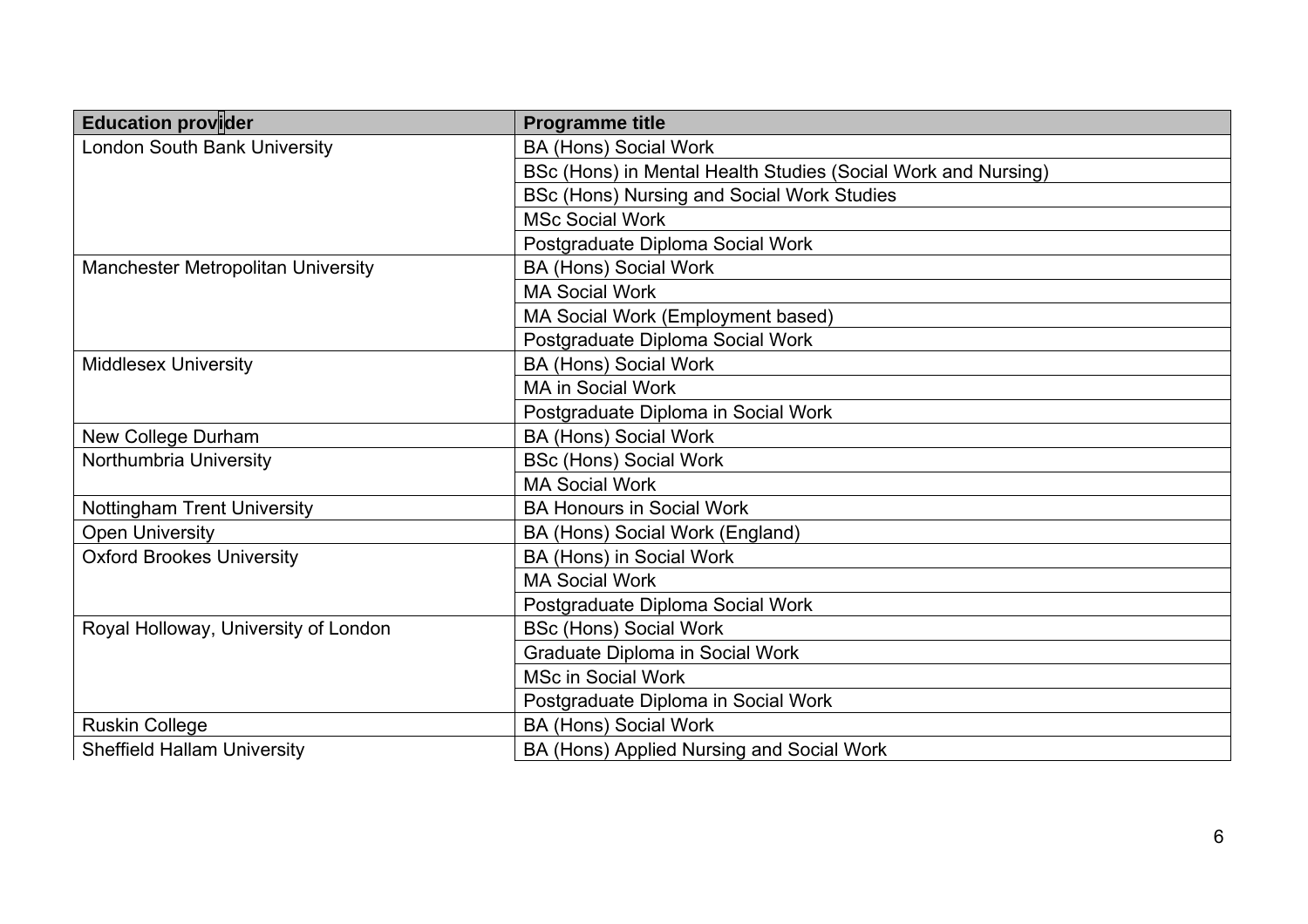| Education provider | Programme title |
|---|---|
| London South Bank University | BA (Hons) Social Work |
| | BSc (Hons) in Mental Health Studies (Social Work and Nursing) |
| | BSc (Hons) Nursing and Social Work Studies |
| | MSc Social Work |
| | Postgraduate Diploma Social Work |
| Manchester Metropolitan University | BA (Hons) Social Work |
| | MA Social Work |
| | MA Social Work (Employment based) |
| | Postgraduate Diploma Social Work |
| Middlesex University | BA (Hons) Social Work |
| | MA in Social Work |
| | Postgraduate Diploma in Social Work |
| New College Durham | BA (Hons) Social Work |
| Northumbria University | BSc (Hons) Social Work |
| | MA Social Work |
| Nottingham Trent University | BA Honours in Social Work |
| Open University | BA (Hons) Social Work (England) |
| Oxford Brookes University | BA (Hons) in Social Work |
| | MA Social Work |
| | Postgraduate Diploma Social Work |
| Royal Holloway, University of London | BSc (Hons) Social Work |
| | Graduate Diploma in Social Work |
| | MSc in Social Work |
| | Postgraduate Diploma in Social Work |
| Ruskin College | BA (Hons) Social Work |
| Sheffield Hallam University | BA (Hons) Applied Nursing and Social Work |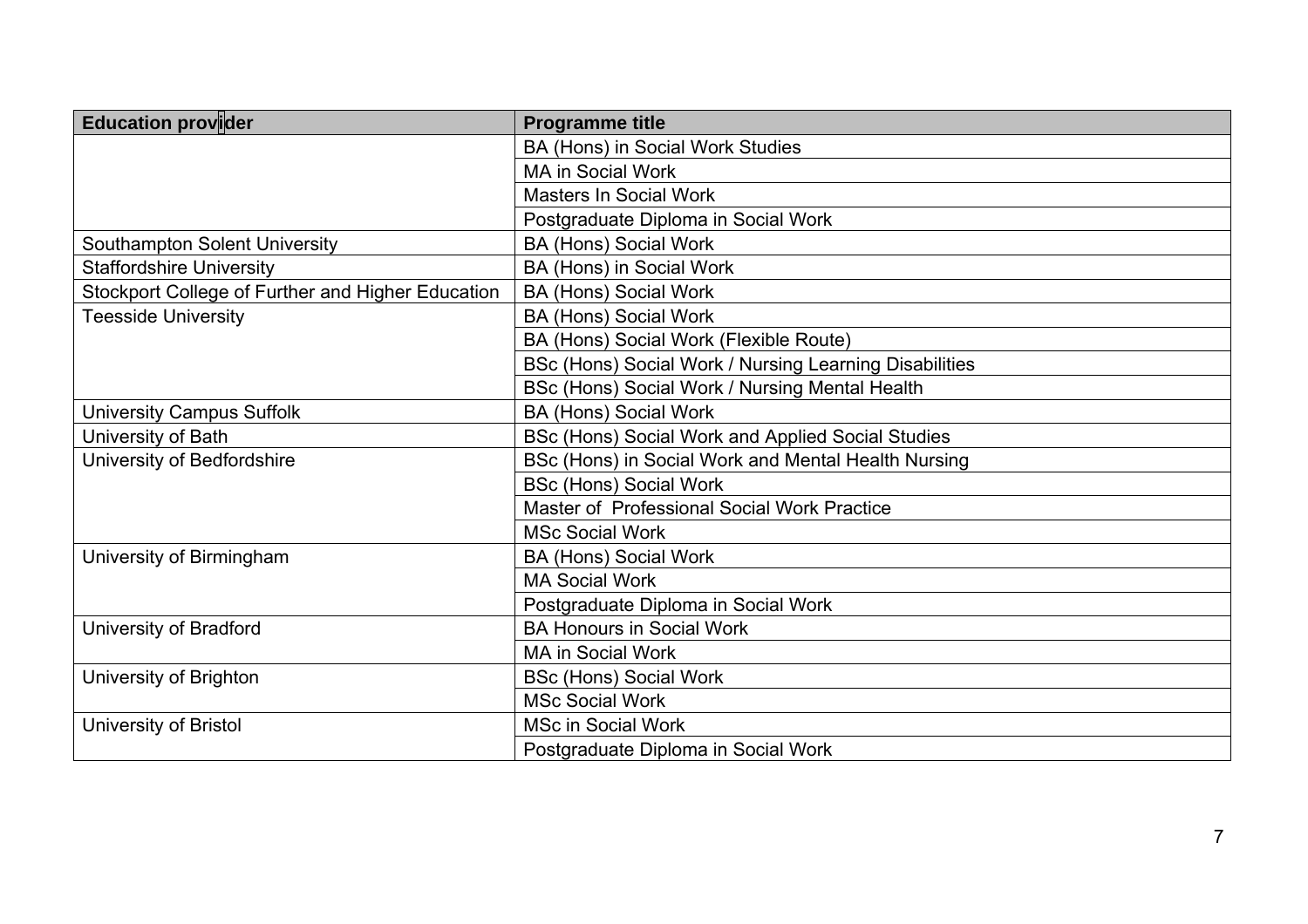| Education provider | Programme title |
| --- | --- |
| | BA (Hons) in Social Work Studies |
| | MA in Social Work |
| | Masters In Social Work |
| | Postgraduate Diploma in Social Work |
| Southampton Solent University | BA (Hons) Social Work |
| Staffordshire University | BA (Hons) in Social Work |
| Stockport College of Further and Higher Education | BA (Hons) Social Work |
| Teesside University | BA (Hons) Social Work |
| | BA (Hons) Social Work (Flexible Route) |
| | BSc (Hons) Social Work / Nursing Learning Disabilities |
| | BSc (Hons) Social Work / Nursing Mental Health |
| University Campus Suffolk | BA (Hons) Social Work |
| University of Bath | BSc (Hons) Social Work and Applied Social Studies |
| University of Bedfordshire | BSc (Hons) in Social Work and Mental Health Nursing |
| | BSc (Hons) Social Work |
| | Master of Professional Social Work Practice |
| | MSc Social Work |
| University of Birmingham | BA (Hons) Social Work |
| | MA Social Work |
| | Postgraduate Diploma in Social Work |
| University of Bradford | BA Honours in Social Work |
| | MA in Social Work |
| University of Brighton | BSc (Hons) Social Work |
| | MSc Social Work |
| University of Bristol | MSc in Social Work |
| | Postgraduate Diploma in Social Work |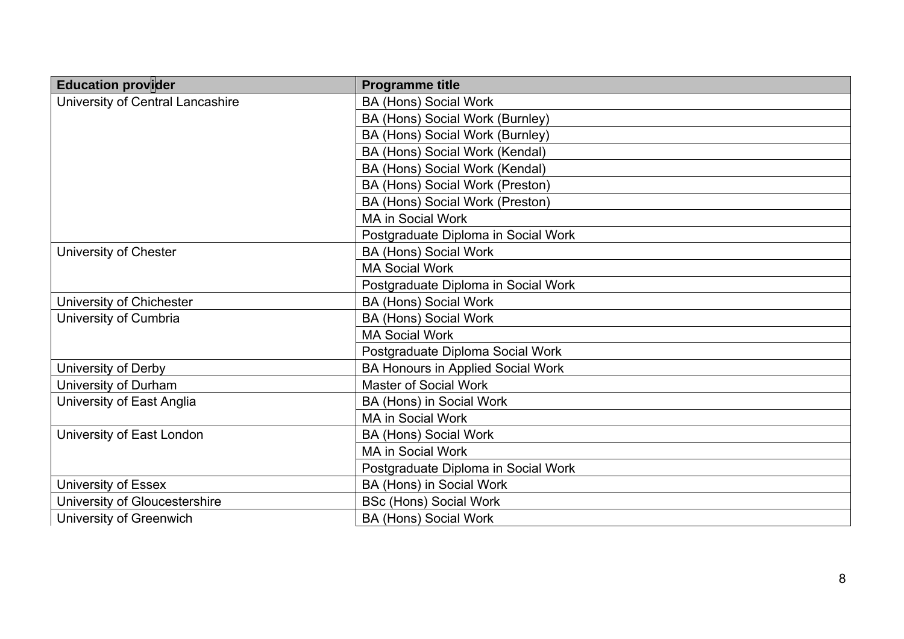| Education provider | Programme title |
|---|---|
| University of Central Lancashire | BA (Hons) Social Work |
| | BA (Hons) Social Work (Burnley) |
| | BA (Hons) Social Work (Burnley) |
| | BA (Hons) Social Work (Kendal) |
| | BA (Hons) Social Work (Kendal) |
| | BA (Hons) Social Work (Preston) |
| | BA (Hons) Social Work (Preston) |
| | MA in Social Work |
| | Postgraduate Diploma in Social Work |
| University of Chester | BA (Hons) Social Work |
| | MA Social Work |
| | Postgraduate Diploma in Social Work |
| University of Chichester | BA (Hons) Social Work |
| University of Cumbria | BA (Hons) Social Work |
| | MA Social Work |
| | Postgraduate Diploma Social Work |
| University of Derby | BA Honours in Applied Social Work |
| University of Durham | Master of Social Work |
| University of East Anglia | BA (Hons) in Social Work |
| | MA in Social Work |
| University of East London | BA (Hons) Social Work |
| | MA in Social Work |
| | Postgraduate Diploma in Social Work |
| University of Essex | BA (Hons) in Social Work |
| University of Gloucestershire | BSc (Hons) Social Work |
| University of Greenwich | BA (Hons) Social Work |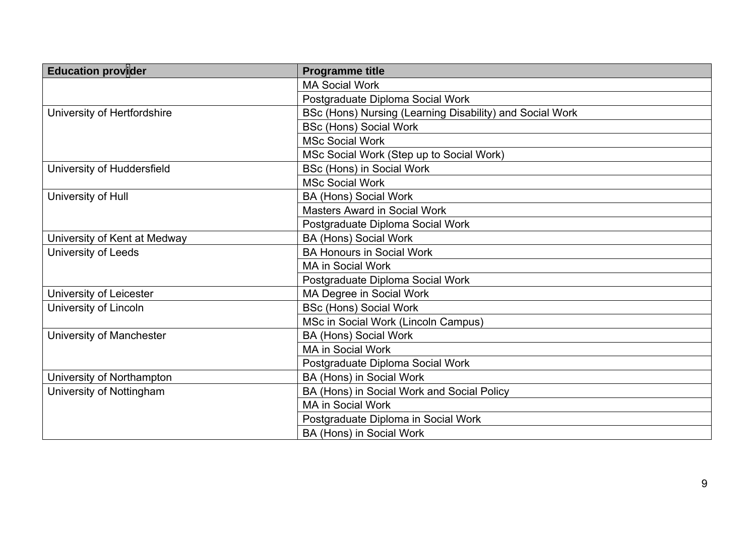| Education provider | Programme title |
| --- | --- |
| | MA Social Work |
| | Postgraduate Diploma Social Work |
| University of Hertfordshire | BSc (Hons) Nursing (Learning Disability) and Social Work |
| | BSc (Hons) Social Work |
| | MSc Social Work |
| | MSc Social Work (Step up to Social Work) |
| University of Huddersfield | BSc (Hons) in Social Work |
| | MSc Social Work |
| University of Hull | BA (Hons) Social Work |
| | Masters Award in Social Work |
| | Postgraduate Diploma Social Work |
| University of Kent at Medway | BA (Hons) Social Work |
| University of Leeds | BA Honours in Social Work |
| | MA in Social Work |
| | Postgraduate Diploma Social Work |
| University of Leicester | MA Degree in Social Work |
| University of Lincoln | BSc (Hons) Social Work |
| | MSc in Social Work (Lincoln Campus) |
| University of Manchester | BA (Hons) Social Work |
| | MA in Social Work |
| | Postgraduate Diploma Social Work |
| University of Northampton | BA (Hons) in Social Work |
| University of Nottingham | BA (Hons) in Social Work and Social Policy |
| | MA in Social Work |
| | Postgraduate Diploma in Social Work |
| | BA (Hons) in Social Work |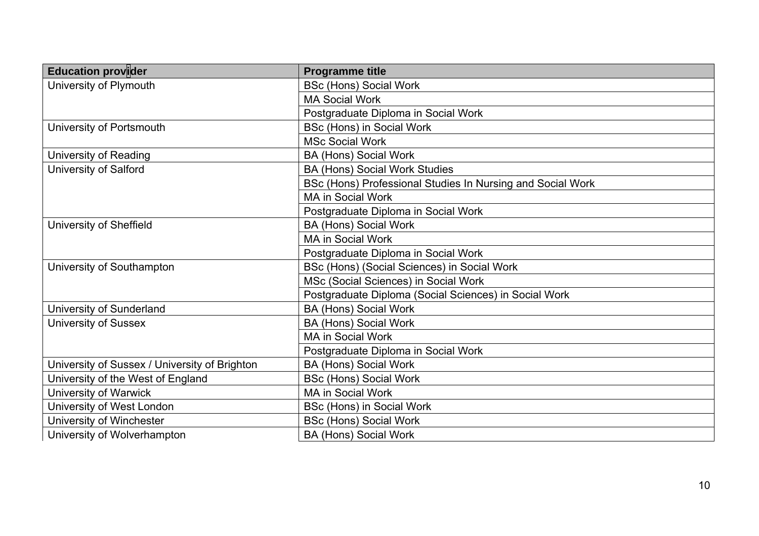| Education provider | Programme title |
| --- | --- |
| University of Plymouth | BSc (Hons) Social Work |
| | MA Social Work |
| | Postgraduate Diploma in Social Work |
| University of Portsmouth | BSc (Hons) in Social Work |
| | MSc Social Work |
| University of Reading | BA (Hons) Social Work |
| University of Salford | BA (Hons) Social Work Studies |
| | BSc (Hons) Professional Studies In Nursing and Social Work |
| | MA in Social Work |
| | Postgraduate Diploma in Social Work |
| University of Sheffield | BA (Hons) Social Work |
| | MA in Social Work |
| | Postgraduate Diploma in Social Work |
| University of Southampton | BSc (Hons) (Social Sciences) in Social Work |
| | MSc (Social Sciences) in Social Work |
| | Postgraduate Diploma (Social Sciences) in Social Work |
| University of Sunderland | BA (Hons) Social Work |
| University of Sussex | BA (Hons) Social Work |
| | MA in Social Work |
| | Postgraduate Diploma in Social Work |
| University of Sussex / University of Brighton | BA (Hons) Social Work |
| University of the West of England | BSc (Hons) Social Work |
| University of Warwick | MA in Social Work |
| University of West London | BSc (Hons) in Social Work |
| University of Winchester | BSc (Hons) Social Work |
| University of Wolverhampton | BA (Hons) Social Work |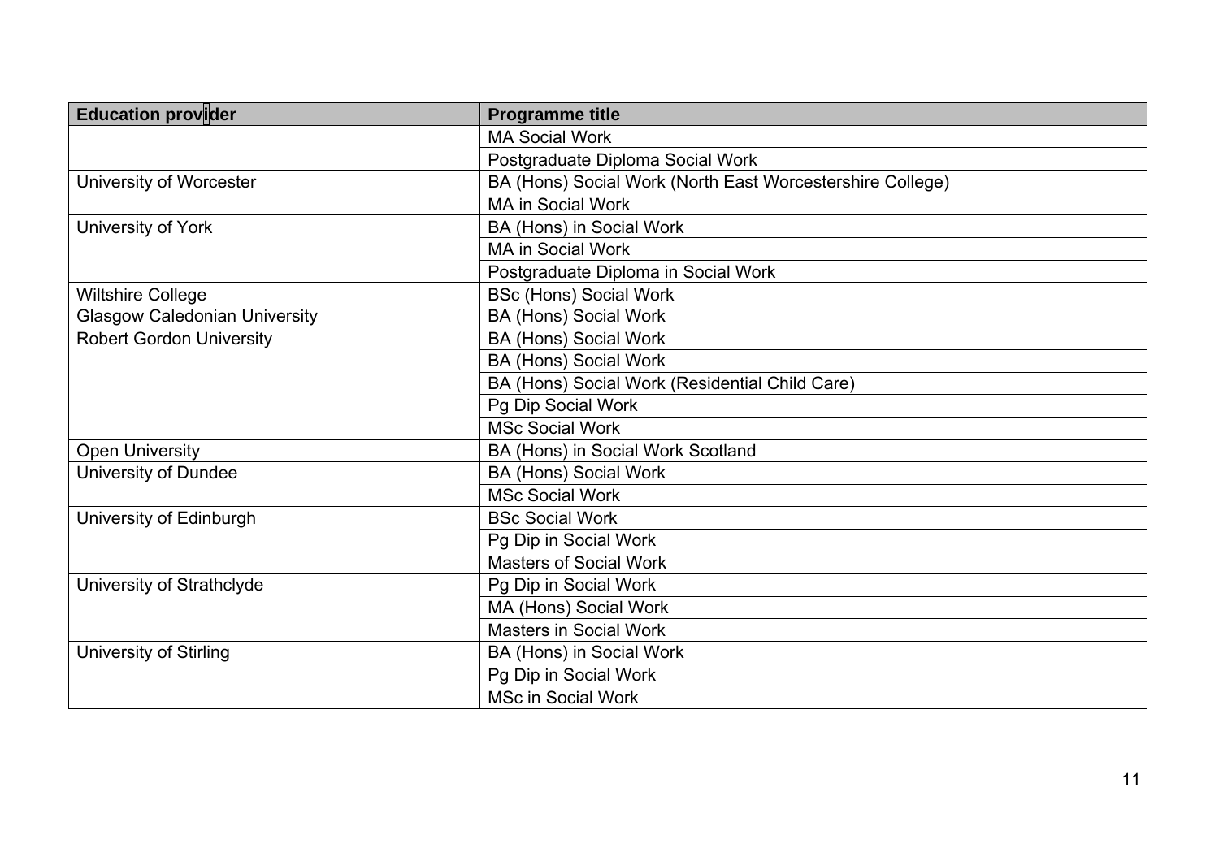| Education provider | Programme title |
| --- | --- |
| | MA Social Work |
| | Postgraduate Diploma Social Work |
| University of Worcester | BA (Hons) Social Work (North East Worcestershire College) |
| | MA in Social Work |
| University of York | BA (Hons) in Social Work |
| | MA in Social Work |
| | Postgraduate Diploma in Social Work |
| Wiltshire College | BSc (Hons) Social Work |
| Glasgow Caledonian University | BA (Hons) Social Work |
| Robert Gordon University | BA (Hons) Social Work |
| | BA (Hons) Social Work |
| | BA (Hons) Social Work (Residential Child Care) |
| | Pg Dip Social Work |
| | MSc Social Work |
| Open University | BA (Hons) in Social Work Scotland |
| University of Dundee | BA (Hons) Social Work |
| | MSc Social Work |
| University of Edinburgh | BSc Social Work |
| | Pg Dip in Social Work |
| | Masters of Social Work |
| University of Strathclyde | Pg Dip in Social Work |
| | MA (Hons) Social Work |
| | Masters in Social Work |
| University of Stirling | BA (Hons) in Social Work |
| | Pg Dip in Social Work |
| | MSc in Social Work |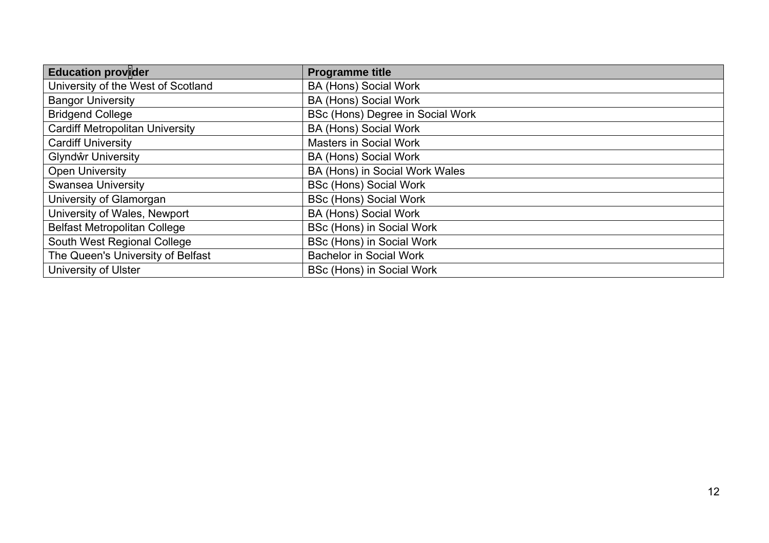| Education provider | Programme title |
|---|---|
| University of the West of Scotland | BA (Hons) Social Work |
| Bangor University | BA (Hons) Social Work |
| Bridgend College | BSc (Hons) Degree in Social Work |
| Cardiff Metropolitan University | BA (Hons) Social Work |
| Cardiff University | Masters in Social Work |
| Glyndŵr University | BA (Hons) Social Work |
| Open University | BA (Hons) in Social Work Wales |
| Swansea University | BSc (Hons) Social Work |
| University of Glamorgan | BSc (Hons) Social Work |
| University of Wales, Newport | BA (Hons) Social Work |
| Belfast Metropolitan College | BSc (Hons) in Social Work |
| South West Regional College | BSc (Hons) in Social Work |
| The Queen's University of Belfast | Bachelor in Social Work |
| University of Ulster | BSc (Hons) in Social Work |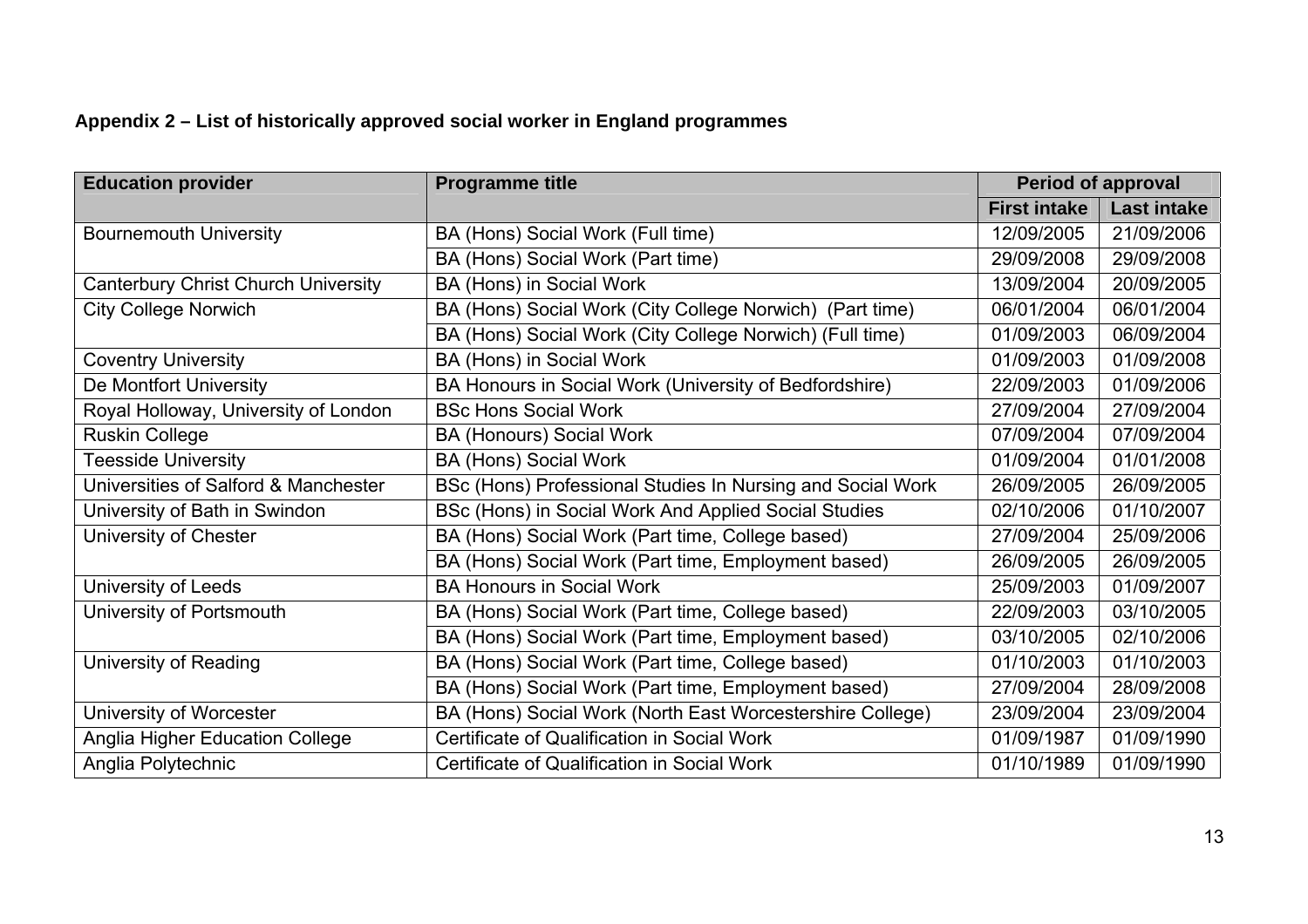**Appendix 2 – List of historically approved social worker in England programmes**

| Education provider | Programme title | Period of approval | |
|---|---|---|---|
| | | First intake | Last intake |
| Bournemouth University | BA (Hons) Social Work (Full time) | 12/09/2005 | 21/09/2006 |
| | BA (Hons) Social Work (Part time) | 29/09/2008 | 29/09/2008 |
| Canterbury Christ Church University | BA (Hons) in Social Work | 13/09/2004 | 20/09/2005 |
| City College Norwich | BA (Hons) Social Work (City College Norwich) (Part time) | 06/01/2004 | 06/01/2004 |
| | BA (Hons) Social Work (City College Norwich) (Full time) | 01/09/2003 | 06/09/2004 |
| Coventry University | BA (Hons) in Social Work | 01/09/2003 | 01/09/2008 |
| De Montfort University | BA Honours in Social Work (University of Bedfordshire) | 22/09/2003 | 01/09/2006 |
| Royal Holloway, University of London | BSc Hons Social Work | 27/09/2004 | 27/09/2004 |
| Ruskin College | BA (Honours) Social Work | 07/09/2004 | 07/09/2004 |
| Teesside University | BA (Hons) Social Work | 01/09/2004 | 01/01/2008 |
| Universities of Salford & Manchester | BSc (Hons) Professional Studies In Nursing and Social Work | 26/09/2005 | 26/09/2005 |
| University of Bath in Swindon | BSc (Hons) in Social Work And Applied Social Studies | 02/10/2006 | 01/10/2007 |
| University of Chester | BA (Hons) Social Work (Part time, College based) | 27/09/2004 | 25/09/2006 |
| | BA (Hons) Social Work (Part time, Employment based) | 26/09/2005 | 26/09/2005 |
| University of Leeds | BA Honours in Social Work | 25/09/2003 | 01/09/2007 |
| University of Portsmouth | BA (Hons) Social Work (Part time, College based) | 22/09/2003 | 03/10/2005 |
| | BA (Hons) Social Work (Part time, Employment based) | 03/10/2005 | 02/10/2006 |
| University of Reading | BA (Hons) Social Work (Part time, College based) | 01/10/2003 | 01/10/2003 |
| | BA (Hons) Social Work (Part time, Employment based) | 27/09/2004 | 28/09/2008 |
| University of Worcester | BA (Hons) Social Work (North East Worcestershire College) | 23/09/2004 | 23/09/2004 |
| Anglia Higher Education College | Certificate of Qualification in Social Work | 01/09/1987 | 01/09/1990 |
| Anglia Polytechnic | Certificate of Qualification in Social Work | 01/10/1989 | 01/09/1990 |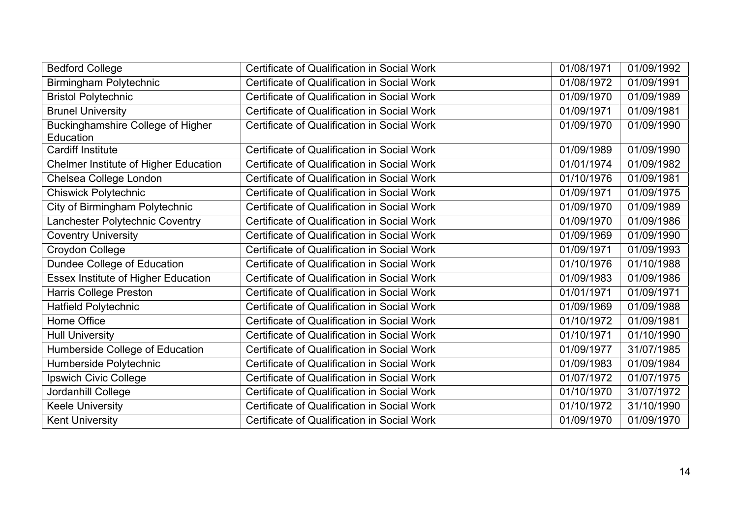| | | | |
|---|---|---|---|
| Bedford College | Certificate of Qualification in Social Work | 01/08/1971 | 01/09/1992 |
| Birmingham Polytechnic | Certificate of Qualification in Social Work | 01/08/1972 | 01/09/1991 |
| Bristol Polytechnic | Certificate of Qualification in Social Work | 01/09/1970 | 01/09/1989 |
| Brunel University | Certificate of Qualification in Social Work | 01/09/1971 | 01/09/1981 |
| Buckinghamshire College of Higher Education | Certificate of Qualification in Social Work | 01/09/1970 | 01/09/1990 |
| Cardiff Institute | Certificate of Qualification in Social Work | 01/09/1989 | 01/09/1990 |
| Chelmer Institute of Higher Education | Certificate of Qualification in Social Work | 01/01/1974 | 01/09/1982 |
| Chelsea College London | Certificate of Qualification in Social Work | 01/10/1976 | 01/09/1981 |
| Chiswick Polytechnic | Certificate of Qualification in Social Work | 01/09/1971 | 01/09/1975 |
| City of Birmingham Polytechnic | Certificate of Qualification in Social Work | 01/09/1970 | 01/09/1989 |
| Lanchester Polytechnic Coventry | Certificate of Qualification in Social Work | 01/09/1970 | 01/09/1986 |
| Coventry University | Certificate of Qualification in Social Work | 01/09/1969 | 01/09/1990 |
| Croydon College | Certificate of Qualification in Social Work | 01/09/1971 | 01/09/1993 |
| Dundee College of Education | Certificate of Qualification in Social Work | 01/10/1976 | 01/10/1988 |
| Essex Institute of Higher Education | Certificate of Qualification in Social Work | 01/09/1983 | 01/09/1986 |
| Harris College Preston | Certificate of Qualification in Social Work | 01/01/1971 | 01/09/1971 |
| Hatfield Polytechnic | Certificate of Qualification in Social Work | 01/09/1969 | 01/09/1988 |
| Home Office | Certificate of Qualification in Social Work | 01/10/1972 | 01/09/1981 |
| Hull University | Certificate of Qualification in Social Work | 01/10/1971 | 01/10/1990 |
| Humberside College of Education | Certificate of Qualification in Social Work | 01/09/1977 | 31/07/1985 |
| Humberside Polytechnic | Certificate of Qualification in Social Work | 01/09/1983 | 01/09/1984 |
| Ipswich Civic College | Certificate of Qualification in Social Work | 01/07/1972 | 01/07/1975 |
| Jordanhill College | Certificate of Qualification in Social Work | 01/10/1970 | 31/07/1972 |
| Keele University | Certificate of Qualification in Social Work | 01/10/1972 | 31/10/1990 |
| Kent University | Certificate of Qualification in Social Work | 01/09/1970 | 01/09/1970 |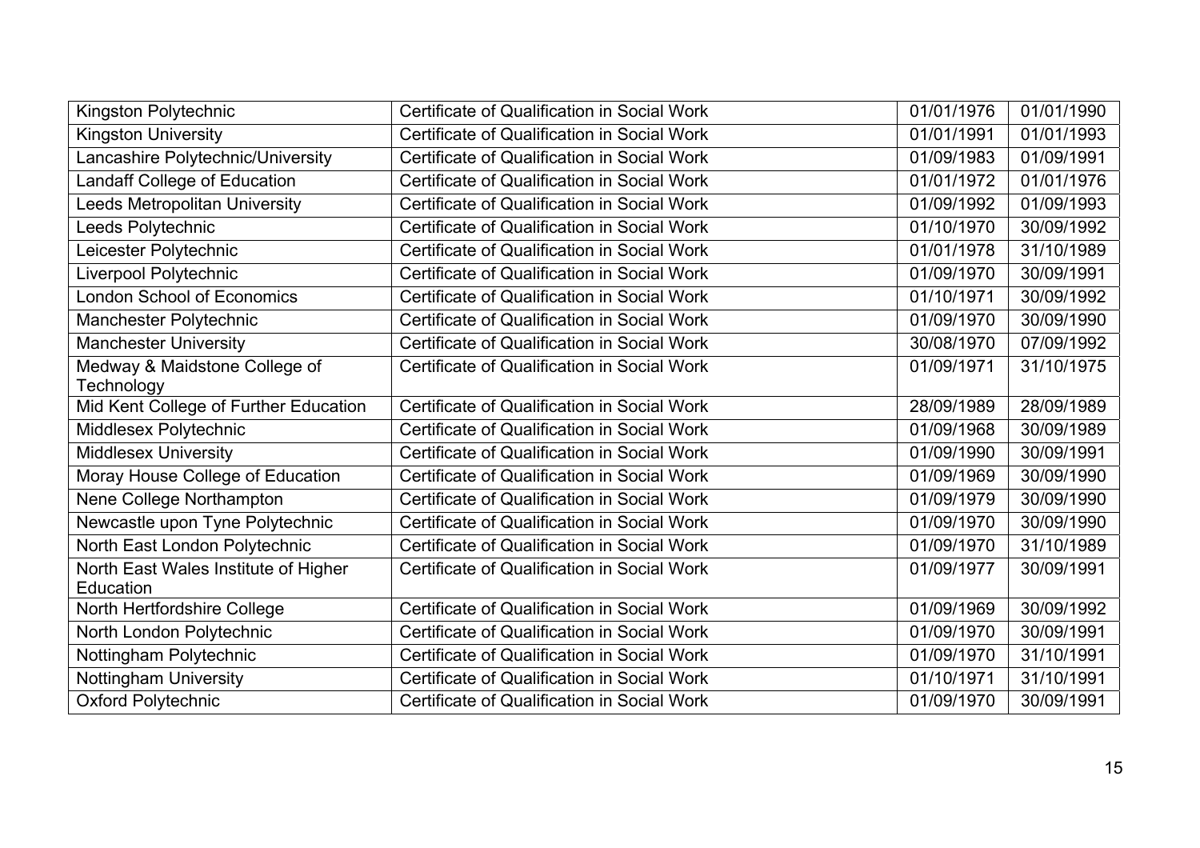| Kingston Polytechnic | Certificate of Qualification in Social Work | 01/01/1976 | 01/01/1990 |
|---|---|---|---|
| Kingston University | Certificate of Qualification in Social Work | 01/01/1991 | 01/01/1993 |
| Lancashire Polytechnic/University | Certificate of Qualification in Social Work | 01/09/1983 | 01/09/1991 |
| Landaff College of Education | Certificate of Qualification in Social Work | 01/01/1972 | 01/01/1976 |
| Leeds Metropolitan University | Certificate of Qualification in Social Work | 01/09/1992 | 01/09/1993 |
| Leeds Polytechnic | Certificate of Qualification in Social Work | 01/10/1970 | 30/09/1992 |
| Leicester Polytechnic | Certificate of Qualification in Social Work | 01/01/1978 | 31/10/1989 |
| Liverpool Polytechnic | Certificate of Qualification in Social Work | 01/09/1970 | 30/09/1991 |
| London School of Economics | Certificate of Qualification in Social Work | 01/10/1971 | 30/09/1992 |
| Manchester Polytechnic | Certificate of Qualification in Social Work | 01/09/1970 | 30/09/1990 |
| Manchester University | Certificate of Qualification in Social Work | 30/08/1970 | 07/09/1992 |
| Medway & Maidstone College of Technology | Certificate of Qualification in Social Work | 01/09/1971 | 31/10/1975 |
| Mid Kent College of Further Education | Certificate of Qualification in Social Work | 28/09/1989 | 28/09/1989 |
| Middlesex Polytechnic | Certificate of Qualification in Social Work | 01/09/1968 | 30/09/1989 |
| Middlesex University | Certificate of Qualification in Social Work | 01/09/1990 | 30/09/1991 |
| Moray House College of Education | Certificate of Qualification in Social Work | 01/09/1969 | 30/09/1990 |
| Nene College Northampton | Certificate of Qualification in Social Work | 01/09/1979 | 30/09/1990 |
| Newcastle upon Tyne Polytechnic | Certificate of Qualification in Social Work | 01/09/1970 | 30/09/1990 |
| North East London Polytechnic | Certificate of Qualification in Social Work | 01/09/1970 | 31/10/1989 |
| North East Wales Institute of Higher Education | Certificate of Qualification in Social Work | 01/09/1977 | 30/09/1991 |
| North Hertfordshire College | Certificate of Qualification in Social Work | 01/09/1969 | 30/09/1992 |
| North London Polytechnic | Certificate of Qualification in Social Work | 01/09/1970 | 30/09/1991 |
| Nottingham Polytechnic | Certificate of Qualification in Social Work | 01/09/1970 | 31/10/1991 |
| Nottingham University | Certificate of Qualification in Social Work | 01/10/1971 | 31/10/1991 |
| Oxford Polytechnic | Certificate of Qualification in Social Work | 01/09/1970 | 30/09/1991 |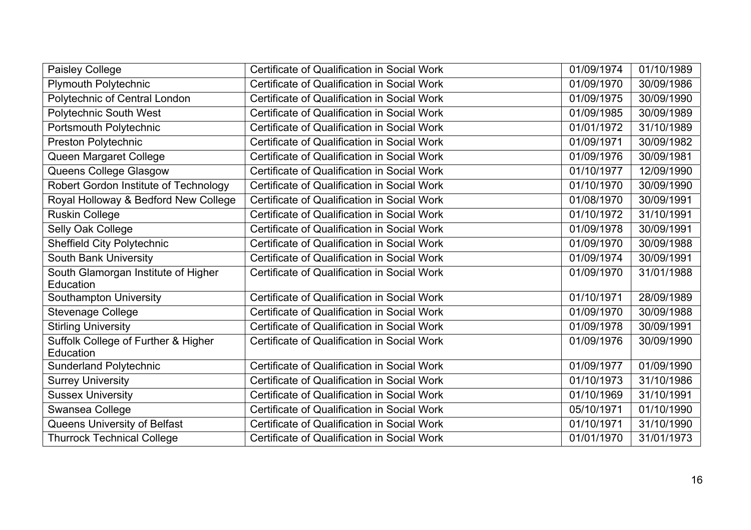| | | | |
|---|---|---|---|
| Paisley College | Certificate of Qualification in Social Work | 01/09/1974 | 01/10/1989 |
| Plymouth Polytechnic | Certificate of Qualification in Social Work | 01/09/1970 | 30/09/1986 |
| Polytechnic of Central London | Certificate of Qualification in Social Work | 01/09/1975 | 30/09/1990 |
| Polytechnic South West | Certificate of Qualification in Social Work | 01/09/1985 | 30/09/1989 |
| Portsmouth Polytechnic | Certificate of Qualification in Social Work | 01/01/1972 | 31/10/1989 |
| Preston Polytechnic | Certificate of Qualification in Social Work | 01/09/1971 | 30/09/1982 |
| Queen Margaret College | Certificate of Qualification in Social Work | 01/09/1976 | 30/09/1981 |
| Queens College Glasgow | Certificate of Qualification in Social Work | 01/10/1977 | 12/09/1990 |
| Robert Gordon Institute of Technology | Certificate of Qualification in Social Work | 01/10/1970 | 30/09/1990 |
| Royal Holloway & Bedford New College | Certificate of Qualification in Social Work | 01/08/1970 | 30/09/1991 |
| Ruskin College | Certificate of Qualification in Social Work | 01/10/1972 | 31/10/1991 |
| Selly Oak College | Certificate of Qualification in Social Work | 01/09/1978 | 30/09/1991 |
| Sheffield City Polytechnic | Certificate of Qualification in Social Work | 01/09/1970 | 30/09/1988 |
| South Bank University | Certificate of Qualification in Social Work | 01/09/1974 | 30/09/1991 |
| South Glamorgan Institute of Higher Education | Certificate of Qualification in Social Work | 01/09/1970 | 31/01/1988 |
| Southampton University | Certificate of Qualification in Social Work | 01/10/1971 | 28/09/1989 |
| Stevenage College | Certificate of Qualification in Social Work | 01/09/1970 | 30/09/1988 |
| Stirling University | Certificate of Qualification in Social Work | 01/09/1978 | 30/09/1991 |
| Suffolk College of Further & Higher Education | Certificate of Qualification in Social Work | 01/09/1976 | 30/09/1990 |
| Sunderland Polytechnic | Certificate of Qualification in Social Work | 01/09/1977 | 01/09/1990 |
| Surrey University | Certificate of Qualification in Social Work | 01/10/1973 | 31/10/1986 |
| Sussex University | Certificate of Qualification in Social Work | 01/10/1969 | 31/10/1991 |
| Swansea College | Certificate of Qualification in Social Work | 05/10/1971 | 01/10/1990 |
| Queens University of Belfast | Certificate of Qualification in Social Work | 01/10/1971 | 31/10/1990 |
| Thurrock Technical College | Certificate of Qualification in Social Work | 01/01/1970 | 31/01/1973 |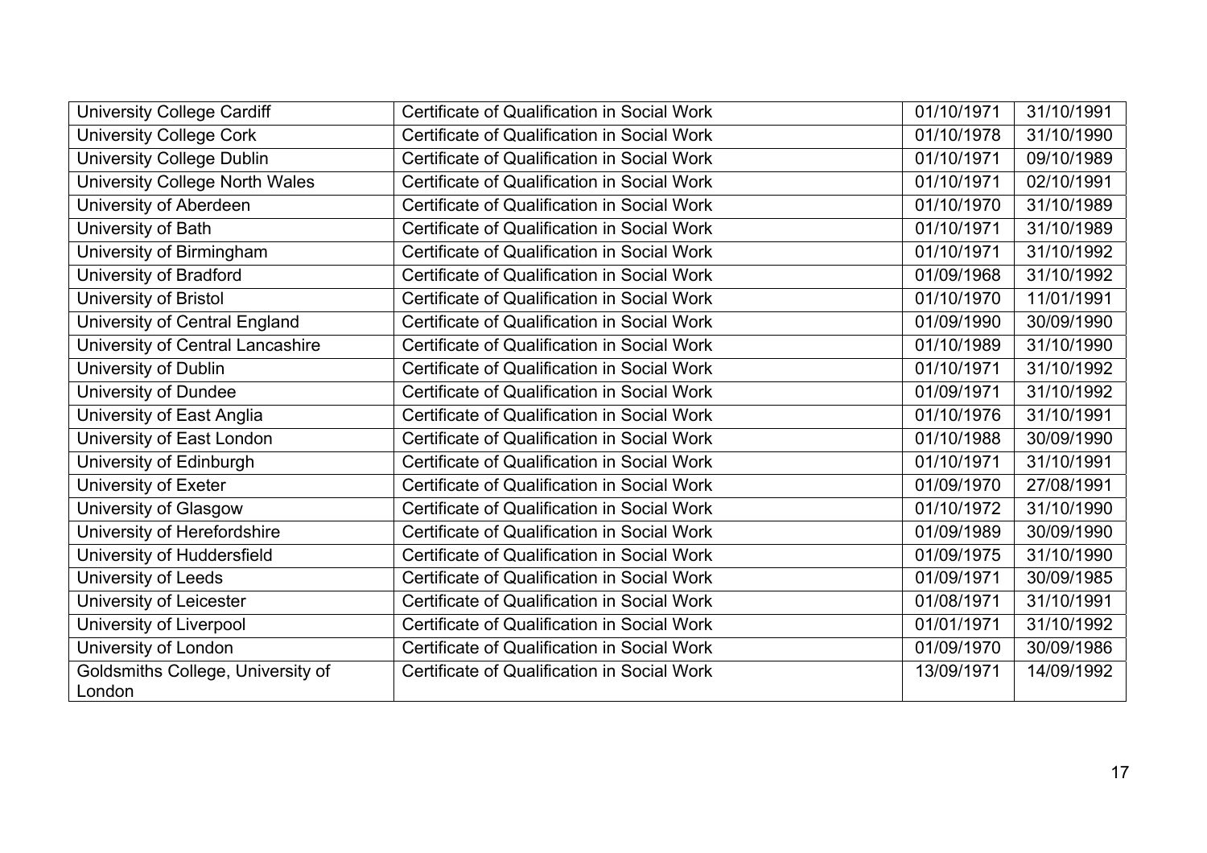| | | | |
|---|---|---|---|
| University College Cardiff | Certificate of Qualification in Social Work | 01/10/1971 | 31/10/1991 |
| University College Cork | Certificate of Qualification in Social Work | 01/10/1978 | 31/10/1990 |
| University College Dublin | Certificate of Qualification in Social Work | 01/10/1971 | 09/10/1989 |
| University College North Wales | Certificate of Qualification in Social Work | 01/10/1971 | 02/10/1991 |
| University of Aberdeen | Certificate of Qualification in Social Work | 01/10/1970 | 31/10/1989 |
| University of Bath | Certificate of Qualification in Social Work | 01/10/1971 | 31/10/1989 |
| University of Birmingham | Certificate of Qualification in Social Work | 01/10/1971 | 31/10/1992 |
| University of Bradford | Certificate of Qualification in Social Work | 01/09/1968 | 31/10/1992 |
| University of Bristol | Certificate of Qualification in Social Work | 01/10/1970 | 11/01/1991 |
| University of Central England | Certificate of Qualification in Social Work | 01/09/1990 | 30/09/1990 |
| University of Central Lancashire | Certificate of Qualification in Social Work | 01/10/1989 | 31/10/1990 |
| University of Dublin | Certificate of Qualification in Social Work | 01/10/1971 | 31/10/1992 |
| University of Dundee | Certificate of Qualification in Social Work | 01/09/1971 | 31/10/1992 |
| University of East Anglia | Certificate of Qualification in Social Work | 01/10/1976 | 31/10/1991 |
| University of East London | Certificate of Qualification in Social Work | 01/10/1988 | 30/09/1990 |
| University of Edinburgh | Certificate of Qualification in Social Work | 01/10/1971 | 31/10/1991 |
| University of Exeter | Certificate of Qualification in Social Work | 01/09/1970 | 27/08/1991 |
| University of Glasgow | Certificate of Qualification in Social Work | 01/10/1972 | 31/10/1990 |
| University of Herefordshire | Certificate of Qualification in Social Work | 01/09/1989 | 30/09/1990 |
| University of Huddersfield | Certificate of Qualification in Social Work | 01/09/1975 | 31/10/1990 |
| University of Leeds | Certificate of Qualification in Social Work | 01/09/1971 | 30/09/1985 |
| University of Leicester | Certificate of Qualification in Social Work | 01/08/1971 | 31/10/1991 |
| University of Liverpool | Certificate of Qualification in Social Work | 01/01/1971 | 31/10/1992 |
| University of London | Certificate of Qualification in Social Work | 01/09/1970 | 30/09/1986 |
| Goldsmiths College, University of London | Certificate of Qualification in Social Work | 13/09/1971 | 14/09/1992 |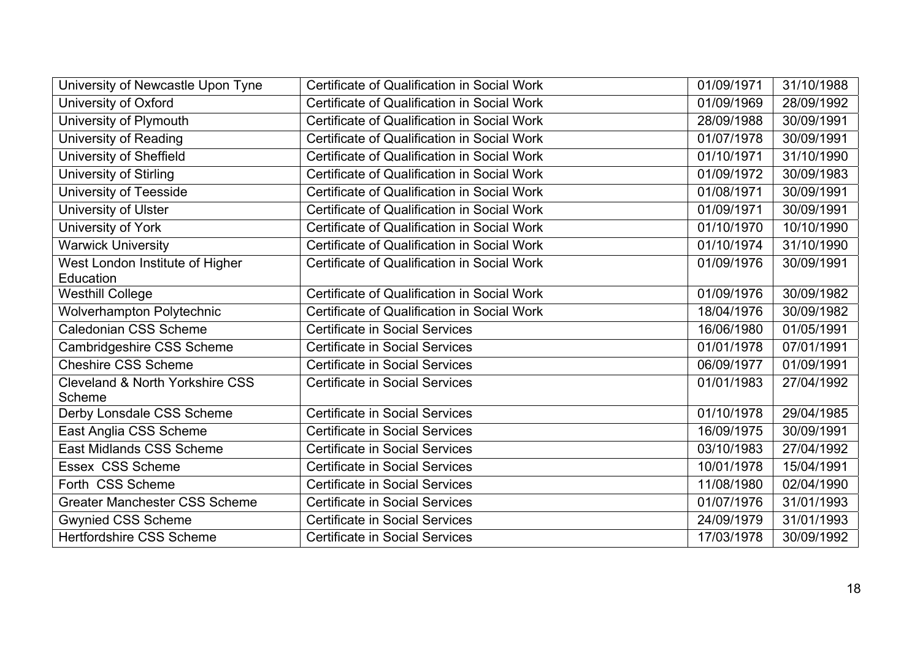| University of Newcastle Upon Tyne | Certificate of Qualification in Social Work | 01/09/1971 | 31/10/1988 |
|---|---|---|---|
| University of Oxford | Certificate of Qualification in Social Work | 01/09/1969 | 28/09/1992 |
| University of Plymouth | Certificate of Qualification in Social Work | 28/09/1988 | 30/09/1991 |
| University of Reading | Certificate of Qualification in Social Work | 01/07/1978 | 30/09/1991 |
| University of Sheffield | Certificate of Qualification in Social Work | 01/10/1971 | 31/10/1990 |
| University of Stirling | Certificate of Qualification in Social Work | 01/09/1972 | 30/09/1983 |
| University of Teesside | Certificate of Qualification in Social Work | 01/08/1971 | 30/09/1991 |
| University of Ulster | Certificate of Qualification in Social Work | 01/09/1971 | 30/09/1991 |
| University of York | Certificate of Qualification in Social Work | 01/10/1970 | 10/10/1990 |
| Warwick University | Certificate of Qualification in Social Work | 01/10/1974 | 31/10/1990 |
| West London Institute of Higher Education | Certificate of Qualification in Social Work | 01/09/1976 | 30/09/1991 |
| Westhill College | Certificate of Qualification in Social Work | 01/09/1976 | 30/09/1982 |
| Wolverhampton Polytechnic | Certificate of Qualification in Social Work | 18/04/1976 | 30/09/1982 |
| Caledonian CSS Scheme | Certificate in Social Services | 16/06/1980 | 01/05/1991 |
| Cambridgeshire CSS Scheme | Certificate in Social Services | 01/01/1978 | 07/01/1991 |
| Cheshire CSS Scheme | Certificate in Social Services | 06/09/1977 | 01/09/1991 |
| Cleveland & North Yorkshire CSS Scheme | Certificate in Social Services | 01/01/1983 | 27/04/1992 |
| Derby Lonsdale CSS Scheme | Certificate in Social Services | 01/10/1978 | 29/04/1985 |
| East Anglia CSS Scheme | Certificate in Social Services | 16/09/1975 | 30/09/1991 |
| East Midlands CSS Scheme | Certificate in Social Services | 03/10/1983 | 27/04/1992 |
| Essex CSS Scheme | Certificate in Social Services | 10/01/1978 | 15/04/1991 |
| Forth CSS Scheme | Certificate in Social Services | 11/08/1980 | 02/04/1990 |
| Greater Manchester CSS Scheme | Certificate in Social Services | 01/07/1976 | 31/01/1993 |
| Gwynied CSS Scheme | Certificate in Social Services | 24/09/1979 | 31/01/1993 |
| Hertfordshire CSS Scheme | Certificate in Social Services | 17/03/1978 | 30/09/1992 |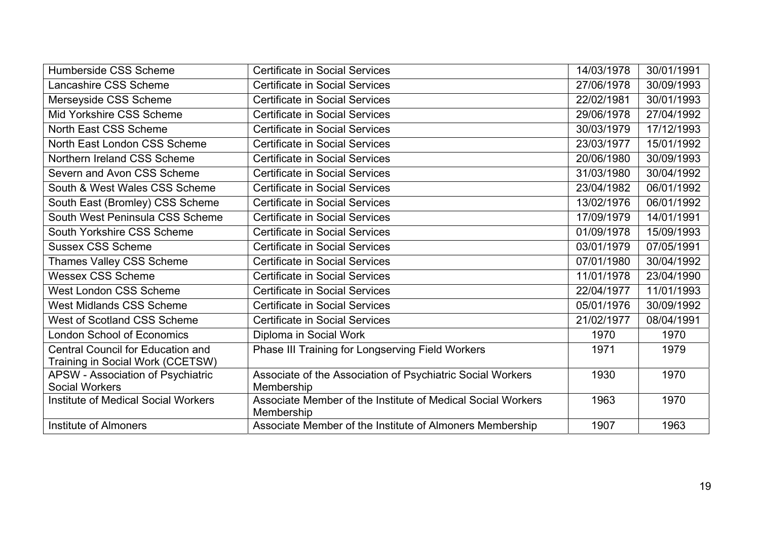| | | | |
|---|---|---|---|
| Humberside CSS Scheme | Certificate in Social Services | 14/03/1978 | 30/01/1991 |
| Lancashire CSS Scheme | Certificate in Social Services | 27/06/1978 | 30/09/1993 |
| Merseyside CSS Scheme | Certificate in Social Services | 22/02/1981 | 30/01/1993 |
| Mid Yorkshire CSS Scheme | Certificate in Social Services | 29/06/1978 | 27/04/1992 |
| North East CSS Scheme | Certificate in Social Services | 30/03/1979 | 17/12/1993 |
| North East London CSS Scheme | Certificate in Social Services | 23/03/1977 | 15/01/1992 |
| Northern Ireland CSS Scheme | Certificate in Social Services | 20/06/1980 | 30/09/1993 |
| Severn and Avon CSS Scheme | Certificate in Social Services | 31/03/1980 | 30/04/1992 |
| South & West Wales CSS Scheme | Certificate in Social Services | 23/04/1982 | 06/01/1992 |
| South East (Bromley) CSS Scheme | Certificate in Social Services | 13/02/1976 | 06/01/1992 |
| South West Peninsula CSS Scheme | Certificate in Social Services | 17/09/1979 | 14/01/1991 |
| South Yorkshire CSS Scheme | Certificate in Social Services | 01/09/1978 | 15/09/1993 |
| Sussex CSS Scheme | Certificate in Social Services | 03/01/1979 | 07/05/1991 |
| Thames Valley CSS Scheme | Certificate in Social Services | 07/01/1980 | 30/04/1992 |
| Wessex CSS Scheme | Certificate in Social Services | 11/01/1978 | 23/04/1990 |
| West London CSS Scheme | Certificate in Social Services | 22/04/1977 | 11/01/1993 |
| West Midlands CSS Scheme | Certificate in Social Services | 05/01/1976 | 30/09/1992 |
| West of Scotland CSS Scheme | Certificate in Social Services | 21/02/1977 | 08/04/1991 |
| London School of Economics | Diploma in Social Work | 1970 | 1970 |
| Central Council for Education and Training in Social Work (CCETSW) | Phase III Training for Longserving Field Workers | 1971 | 1979 |
| APSW - Association of Psychiatric Social Workers | Associate of the Association of Psychiatric Social Workers Membership | 1930 | 1970 |
| Institute of Medical Social Workers | Associate Member of the Institute of Medical Social Workers Membership | 1963 | 1970 |
| Institute of Almoners | Associate Member of the Institute of Almoners Membership | 1907 | 1963 |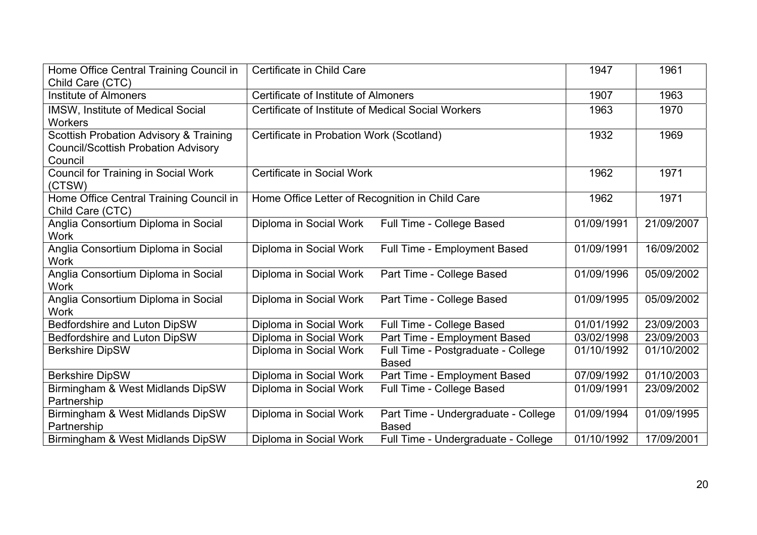| | | | | |
|---|---|---|---|---|
| Home Office Central Training Council in Child Care (CTC) | Certificate in Child Care | | 1947 | 1961 |
| Institute of Almoners | Certificate of Institute of Almoners | | 1907 | 1963 |
| IMSW, Institute of Medical Social Workers | Certificate of Institute of Medical Social Workers | | 1963 | 1970 |
| Scottish Probation Advisory & Training Council/Scottish Probation Advisory Council | Certificate in Probation Work (Scotland) | | 1932 | 1969 |
| Council for Training in Social Work (CTSW) | Certificate in Social Work | | 1962 | 1971 |
| Home Office Central Training Council in Child Care (CTC) | Home Office Letter of Recognition in Child Care | | 1962 | 1971 |
| Anglia Consortium Diploma in Social Work | Diploma in Social Work | Full Time - College Based | 01/09/1991 | 21/09/2007 |
| Anglia Consortium Diploma in Social Work | Diploma in Social Work | Full Time - Employment Based | 01/09/1991 | 16/09/2002 |
| Anglia Consortium Diploma in Social Work | Diploma in Social Work | Part Time - College Based | 01/09/1996 | 05/09/2002 |
| Anglia Consortium Diploma in Social Work | Diploma in Social Work | Part Time - College Based | 01/09/1995 | 05/09/2002 |
| Bedfordshire and Luton DipSW | Diploma in Social Work | Full Time - College Based | 01/01/1992 | 23/09/2003 |
| Bedfordshire and Luton DipSW | Diploma in Social Work | Part Time - Employment Based | 03/02/1998 | 23/09/2003 |
| Berkshire DipSW | Diploma in Social Work | Full Time - Postgraduate - College Based | 01/10/1992 | 01/10/2002 |
| Berkshire DipSW | Diploma in Social Work | Part Time - Employment Based | 07/09/1992 | 01/10/2003 |
| Birmingham & West Midlands DipSW Partnership | Diploma in Social Work | Full Time - College Based | 01/09/1991 | 23/09/2002 |
| Birmingham & West Midlands DipSW Partnership | Diploma in Social Work | Part Time - Undergraduate - College Based | 01/09/1994 | 01/09/1995 |
| Birmingham & West Midlands DipSW | Diploma in Social Work | Full Time - Undergraduate - College | 01/10/1992 | 17/09/2001 |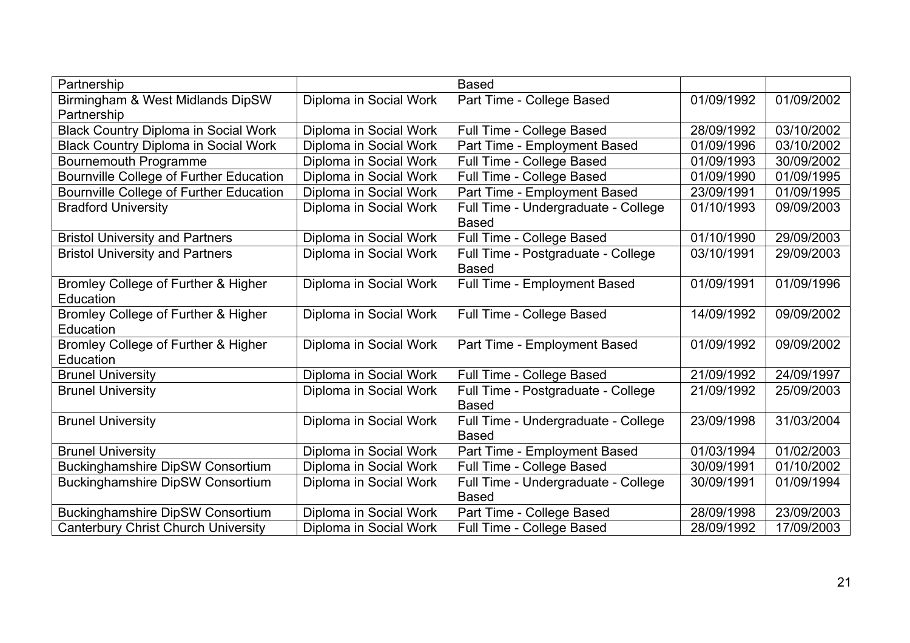| | | | | |
|---|---|---|---|---|
| Partnership | | Based | | |
| Birmingham & West Midlands DipSW Partnership | Diploma in Social Work | Part Time - College Based | 01/09/1992 | 01/09/2002 |
| Black Country Diploma in Social Work | Diploma in Social Work | Full Time - College Based | 28/09/1992 | 03/10/2002 |
| Black Country Diploma in Social Work | Diploma in Social Work | Part Time - Employment Based | 01/09/1996 | 03/10/2002 |
| Bournemouth Programme | Diploma in Social Work | Full Time - College Based | 01/09/1993 | 30/09/2002 |
| Bournville College of Further Education | Diploma in Social Work | Full Time - College Based | 01/09/1990 | 01/09/1995 |
| Bournville College of Further Education | Diploma in Social Work | Part Time - Employment Based | 23/09/1991 | 01/09/1995 |
| Bradford University | Diploma in Social Work | Full Time - Undergraduate - College Based | 01/10/1993 | 09/09/2003 |
| Bristol University and Partners | Diploma in Social Work | Full Time - College Based | 01/10/1990 | 29/09/2003 |
| Bristol University and Partners | Diploma in Social Work | Full Time - Postgraduate - College Based | 03/10/1991 | 29/09/2003 |
| Bromley College of Further & Higher Education | Diploma in Social Work | Full Time - Employment Based | 01/09/1991 | 01/09/1996 |
| Bromley College of Further & Higher Education | Diploma in Social Work | Full Time - College Based | 14/09/1992 | 09/09/2002 |
| Bromley College of Further & Higher Education | Diploma in Social Work | Part Time - Employment Based | 01/09/1992 | 09/09/2002 |
| Brunel University | Diploma in Social Work | Full Time - College Based | 21/09/1992 | 24/09/1997 |
| Brunel University | Diploma in Social Work | Full Time - Postgraduate - College Based | 21/09/1992 | 25/09/2003 |
| Brunel University | Diploma in Social Work | Full Time - Undergraduate - College Based | 23/09/1998 | 31/03/2004 |
| Brunel University | Diploma in Social Work | Part Time - Employment Based | 01/03/1994 | 01/02/2003 |
| Buckinghamshire DipSW Consortium | Diploma in Social Work | Full Time - College Based | 30/09/1991 | 01/10/2002 |
| Buckinghamshire DipSW Consortium | Diploma in Social Work | Full Time - Undergraduate - College Based | 30/09/1991 | 01/09/1994 |
| Buckinghamshire DipSW Consortium | Diploma in Social Work | Part Time - College Based | 28/09/1998 | 23/09/2003 |
| Canterbury Christ Church University | Diploma in Social Work | Full Time - College Based | 28/09/1992 | 17/09/2003 |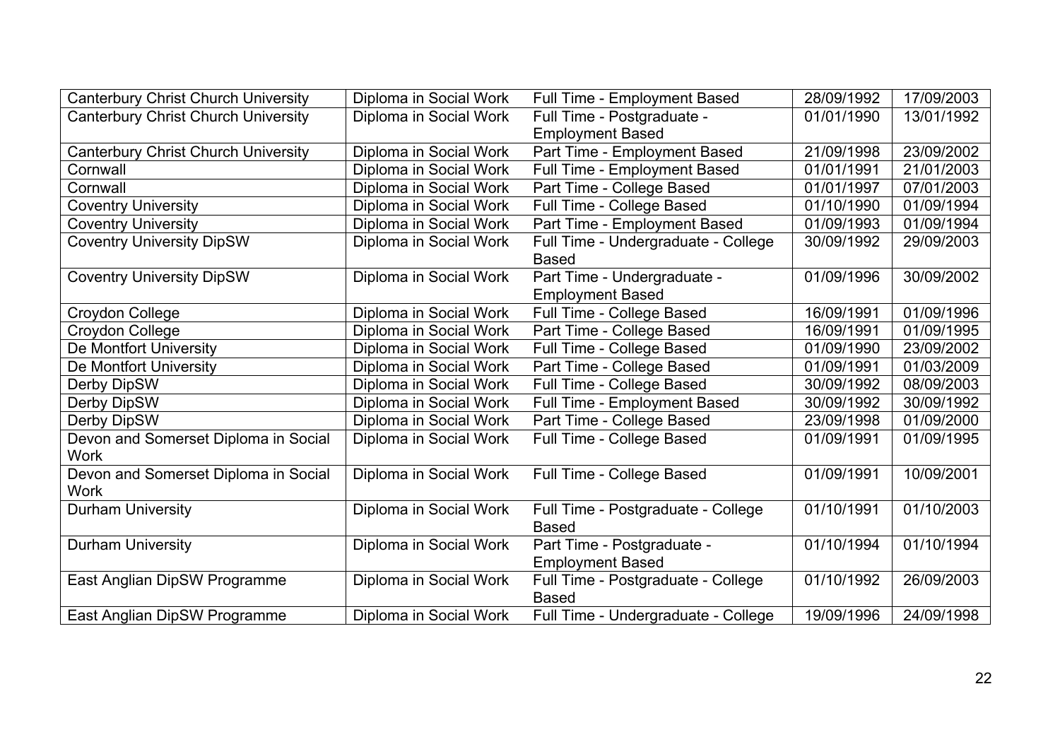| | | | | |
|---|---|---|---|---|
| Canterbury Christ Church University | Diploma in Social Work | Full Time - Employment Based | 28/09/1992 | 17/09/2003 |
| Canterbury Christ Church University | Diploma in Social Work | Full Time - Postgraduate - Employment Based | 01/01/1990 | 13/01/1992 |
| Canterbury Christ Church University | Diploma in Social Work | Part Time - Employment Based | 21/09/1998 | 23/09/2002 |
| Cornwall | Diploma in Social Work | Full Time - Employment Based | 01/01/1991 | 21/01/2003 |
| Cornwall | Diploma in Social Work | Part Time - College Based | 01/01/1997 | 07/01/2003 |
| Coventry University | Diploma in Social Work | Full Time - College Based | 01/10/1990 | 01/09/1994 |
| Coventry University | Diploma in Social Work | Part Time - Employment Based | 01/09/1993 | 01/09/1994 |
| Coventry University DipSW | Diploma in Social Work | Full Time - Undergraduate - College Based | 30/09/1992 | 29/09/2003 |
| Coventry University DipSW | Diploma in Social Work | Part Time - Undergraduate - Employment Based | 01/09/1996 | 30/09/2002 |
| Croydon College | Diploma in Social Work | Full Time - College Based | 16/09/1991 | 01/09/1996 |
| Croydon College | Diploma in Social Work | Part Time - College Based | 16/09/1991 | 01/09/1995 |
| De Montfort University | Diploma in Social Work | Full Time - College Based | 01/09/1990 | 23/09/2002 |
| De Montfort University | Diploma in Social Work | Part Time - College Based | 01/09/1991 | 01/03/2009 |
| Derby DipSW | Diploma in Social Work | Full Time - College Based | 30/09/1992 | 08/09/2003 |
| Derby DipSW | Diploma in Social Work | Full Time - Employment Based | 30/09/1992 | 30/09/1992 |
| Derby DipSW | Diploma in Social Work | Part Time - College Based | 23/09/1998 | 01/09/2000 |
| Devon and Somerset Diploma in Social Work | Diploma in Social Work | Full Time - College Based | 01/09/1991 | 01/09/1995 |
| Devon and Somerset Diploma in Social Work | Diploma in Social Work | Full Time - College Based | 01/09/1991 | 10/09/2001 |
| Durham University | Diploma in Social Work | Full Time - Postgraduate - College Based | 01/10/1991 | 01/10/2003 |
| Durham University | Diploma in Social Work | Part Time - Postgraduate - Employment Based | 01/10/1994 | 01/10/1994 |
| East Anglian DipSW Programme | Diploma in Social Work | Full Time - Postgraduate - College Based | 01/10/1992 | 26/09/2003 |
| East Anglian DipSW Programme | Diploma in Social Work | Full Time - Undergraduate - College | 19/09/1996 | 24/09/1998 |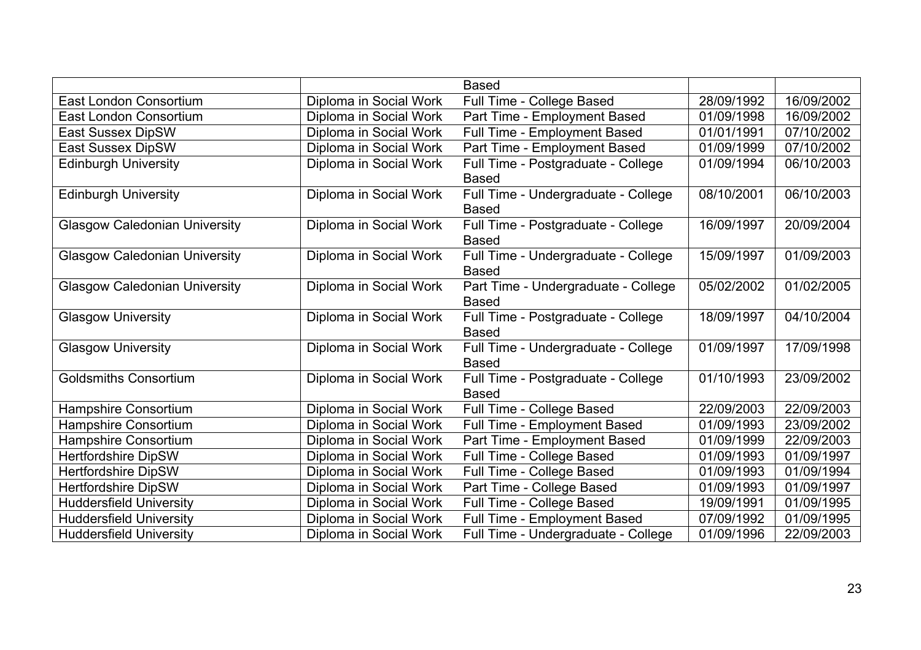| | | Based | | |
|---|---|---|---|---|
| East London Consortium | Diploma in Social Work | Full Time - College Based | 28/09/1992 | 16/09/2002 |
| East London Consortium | Diploma in Social Work | Part Time - Employment Based | 01/09/1998 | 16/09/2002 |
| East Sussex DipSW | Diploma in Social Work | Full Time - Employment Based | 01/01/1991 | 07/10/2002 |
| East Sussex DipSW | Diploma in Social Work | Part Time - Employment Based | 01/09/1999 | 07/10/2002 |
| Edinburgh University | Diploma in Social Work | Full Time - Postgraduate - College Based | 01/09/1994 | 06/10/2003 |
| Edinburgh University | Diploma in Social Work | Full Time - Undergraduate - College Based | 08/10/2001 | 06/10/2003 |
| Glasgow Caledonian University | Diploma in Social Work | Full Time - Postgraduate - College Based | 16/09/1997 | 20/09/2004 |
| Glasgow Caledonian University | Diploma in Social Work | Full Time - Undergraduate - College Based | 15/09/1997 | 01/09/2003 |
| Glasgow Caledonian University | Diploma in Social Work | Part Time - Undergraduate - College Based | 05/02/2002 | 01/02/2005 |
| Glasgow University | Diploma in Social Work | Full Time - Postgraduate - College Based | 18/09/1997 | 04/10/2004 |
| Glasgow University | Diploma in Social Work | Full Time - Undergraduate - College Based | 01/09/1997 | 17/09/1998 |
| Goldsmiths Consortium | Diploma in Social Work | Full Time - Postgraduate - College Based | 01/10/1993 | 23/09/2002 |
| Hampshire Consortium | Diploma in Social Work | Full Time - College Based | 22/09/2003 | 22/09/2003 |
| Hampshire Consortium | Diploma in Social Work | Full Time - Employment Based | 01/09/1993 | 23/09/2002 |
| Hampshire Consortium | Diploma in Social Work | Part Time - Employment Based | 01/09/1999 | 22/09/2003 |
| Hertfordshire DipSW | Diploma in Social Work | Full Time - College Based | 01/09/1993 | 01/09/1997 |
| Hertfordshire DipSW | Diploma in Social Work | Full Time - College Based | 01/09/1993 | 01/09/1994 |
| Hertfordshire DipSW | Diploma in Social Work | Part Time - College Based | 01/09/1993 | 01/09/1997 |
| Huddersfield University | Diploma in Social Work | Full Time - College Based | 19/09/1991 | 01/09/1995 |
| Huddersfield University | Diploma in Social Work | Full Time - Employment Based | 07/09/1992 | 01/09/1995 |
| Huddersfield University | Diploma in Social Work | Full Time - Undergraduate - College | 01/09/1996 | 22/09/2003 |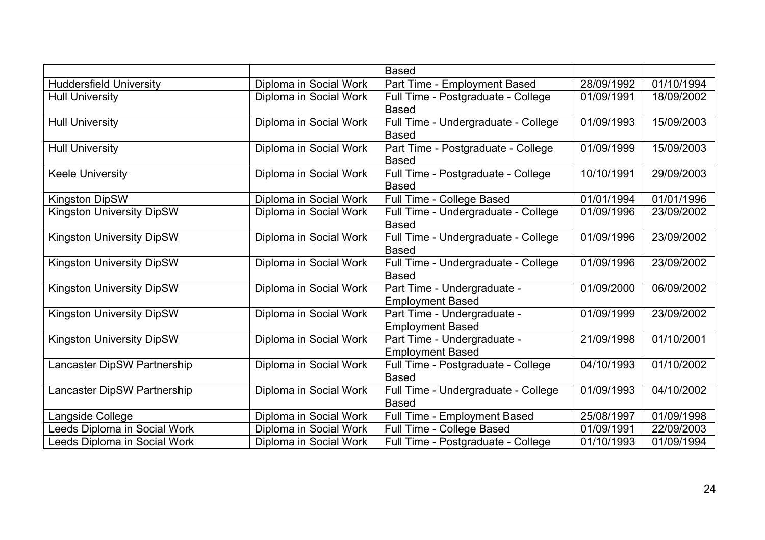| | | Based | | |
|---|---|---|---|---|
| Huddersfield University | Diploma in Social Work | Part Time - Employment Based | 28/09/1992 | 01/10/1994 |
| Hull University | Diploma in Social Work | Full Time - Postgraduate - College Based | 01/09/1991 | 18/09/2002 |
| Hull University | Diploma in Social Work | Full Time - Undergraduate - College Based | 01/09/1993 | 15/09/2003 |
| Hull University | Diploma in Social Work | Part Time - Postgraduate - College Based | 01/09/1999 | 15/09/2003 |
| Keele University | Diploma in Social Work | Full Time - Postgraduate - College Based | 10/10/1991 | 29/09/2003 |
| Kingston DipSW | Diploma in Social Work | Full Time - College Based | 01/01/1994 | 01/01/1996 |
| Kingston University DipSW | Diploma in Social Work | Full Time - Undergraduate - College Based | 01/09/1996 | 23/09/2002 |
| Kingston University DipSW | Diploma in Social Work | Full Time - Undergraduate - College Based | 01/09/1996 | 23/09/2002 |
| Kingston University DipSW | Diploma in Social Work | Full Time - Undergraduate - College Based | 01/09/1996 | 23/09/2002 |
| Kingston University DipSW | Diploma in Social Work | Part Time - Undergraduate - Employment Based | 01/09/2000 | 06/09/2002 |
| Kingston University DipSW | Diploma in Social Work | Part Time - Undergraduate - Employment Based | 01/09/1999 | 23/09/2002 |
| Kingston University DipSW | Diploma in Social Work | Part Time - Undergraduate - Employment Based | 21/09/1998 | 01/10/2001 |
| Lancaster DipSW Partnership | Diploma in Social Work | Full Time - Postgraduate - College Based | 04/10/1993 | 01/10/2002 |
| Lancaster DipSW Partnership | Diploma in Social Work | Full Time - Undergraduate - College Based | 01/09/1993 | 04/10/2002 |
| Langside College | Diploma in Social Work | Full Time - Employment Based | 25/08/1997 | 01/09/1998 |
| Leeds Diploma in Social Work | Diploma in Social Work | Full Time - College Based | 01/09/1991 | 22/09/2003 |
| Leeds Diploma in Social Work | Diploma in Social Work | Full Time - Postgraduate - College | 01/10/1993 | 01/09/1994 |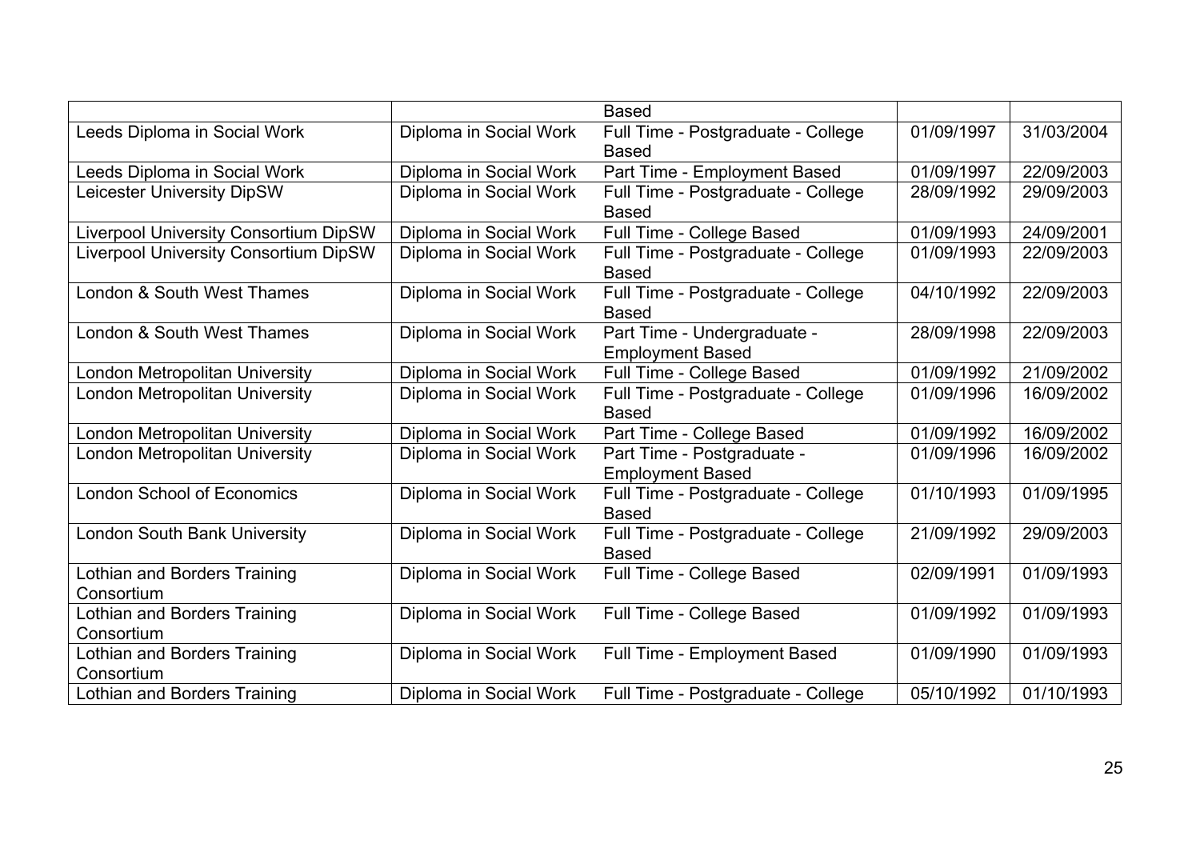| | | Based | | |
|---|---|---|---|---|
| Leeds Diploma in Social Work | Diploma in Social Work | Full Time - Postgraduate - College Based | 01/09/1997 | 31/03/2004 |
| Leeds Diploma in Social Work | Diploma in Social Work | Part Time - Employment Based | 01/09/1997 | 22/09/2003 |
| Leicester University DipSW | Diploma in Social Work | Full Time - Postgraduate - College Based | 28/09/1992 | 29/09/2003 |
| Liverpool University Consortium DipSW | Diploma in Social Work | Full Time - College Based | 01/09/1993 | 24/09/2001 |
| Liverpool University Consortium DipSW | Diploma in Social Work | Full Time - Postgraduate - College Based | 01/09/1993 | 22/09/2003 |
| London & South West Thames | Diploma in Social Work | Full Time - Postgraduate - College Based | 04/10/1992 | 22/09/2003 |
| London & South West Thames | Diploma in Social Work | Part Time - Undergraduate - Employment Based | 28/09/1998 | 22/09/2003 |
| London Metropolitan University | Diploma in Social Work | Full Time - College Based | 01/09/1992 | 21/09/2002 |
| London Metropolitan University | Diploma in Social Work | Full Time - Postgraduate - College Based | 01/09/1996 | 16/09/2002 |
| London Metropolitan University | Diploma in Social Work | Part Time - College Based | 01/09/1992 | 16/09/2002 |
| London Metropolitan University | Diploma in Social Work | Part Time - Postgraduate - Employment Based | 01/09/1996 | 16/09/2002 |
| London School of Economics | Diploma in Social Work | Full Time - Postgraduate - College Based | 01/10/1993 | 01/09/1995 |
| London South Bank University | Diploma in Social Work | Full Time - Postgraduate - College Based | 21/09/1992 | 29/09/2003 |
| Lothian and Borders Training Consortium | Diploma in Social Work | Full Time - College Based | 02/09/1991 | 01/09/1993 |
| Lothian and Borders Training Consortium | Diploma in Social Work | Full Time - College Based | 01/09/1992 | 01/09/1993 |
| Lothian and Borders Training Consortium | Diploma in Social Work | Full Time - Employment Based | 01/09/1990 | 01/09/1993 |
| Lothian and Borders Training | Diploma in Social Work | Full Time - Postgraduate - College | 05/10/1992 | 01/10/1993 |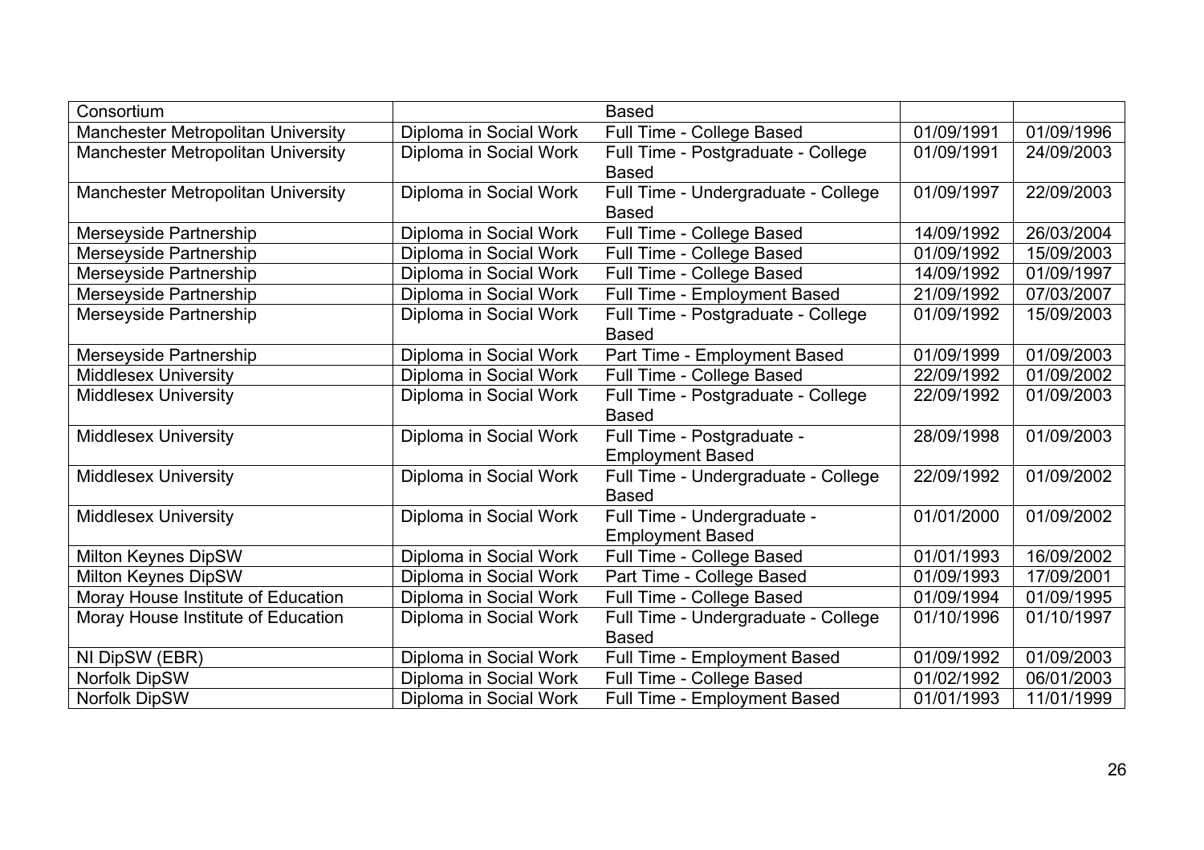| | | | | |
|---|---|---|---|---|
| Consortium | | Based | | |
| Manchester Metropolitan University | Diploma in Social Work | Full Time - College Based | 01/09/1991 | 01/09/1996 |
| Manchester Metropolitan University | Diploma in Social Work | Full Time - Postgraduate - College Based | 01/09/1991 | 24/09/2003 |
| Manchester Metropolitan University | Diploma in Social Work | Full Time - Undergraduate - College Based | 01/09/1997 | 22/09/2003 |
| Merseyside Partnership | Diploma in Social Work | Full Time - College Based | 14/09/1992 | 26/03/2004 |
| Merseyside Partnership | Diploma in Social Work | Full Time - College Based | 01/09/1992 | 15/09/2003 |
| Merseyside Partnership | Diploma in Social Work | Full Time - College Based | 14/09/1992 | 01/09/1997 |
| Merseyside Partnership | Diploma in Social Work | Full Time - Employment Based | 21/09/1992 | 07/03/2007 |
| Merseyside Partnership | Diploma in Social Work | Full Time - Postgraduate - College Based | 01/09/1992 | 15/09/2003 |
| Merseyside Partnership | Diploma in Social Work | Part Time - Employment Based | 01/09/1999 | 01/09/2003 |
| Middlesex University | Diploma in Social Work | Full Time - College Based | 22/09/1992 | 01/09/2002 |
| Middlesex University | Diploma in Social Work | Full Time - Postgraduate - College Based | 22/09/1992 | 01/09/2003 |
| Middlesex University | Diploma in Social Work | Full Time - Postgraduate - Employment Based | 28/09/1998 | 01/09/2003 |
| Middlesex University | Diploma in Social Work | Full Time - Undergraduate - College Based | 22/09/1992 | 01/09/2002 |
| Middlesex University | Diploma in Social Work | Full Time - Undergraduate - Employment Based | 01/01/2000 | 01/09/2002 |
| Milton Keynes DipSW | Diploma in Social Work | Full Time - College Based | 01/01/1993 | 16/09/2002 |
| Milton Keynes DipSW | Diploma in Social Work | Part Time - College Based | 01/09/1993 | 17/09/2001 |
| Moray House Institute of Education | Diploma in Social Work | Full Time - College Based | 01/09/1994 | 01/09/1995 |
| Moray House Institute of Education | Diploma in Social Work | Full Time - Undergraduate - College Based | 01/10/1996 | 01/10/1997 |
| NI DipSW (EBR) | Diploma in Social Work | Full Time - Employment Based | 01/09/1992 | 01/09/2003 |
| Norfolk DipSW | Diploma in Social Work | Full Time - College Based | 01/02/1992 | 06/01/2003 |
| Norfolk DipSW | Diploma in Social Work | Full Time - Employment Based | 01/01/1993 | 11/01/1999 |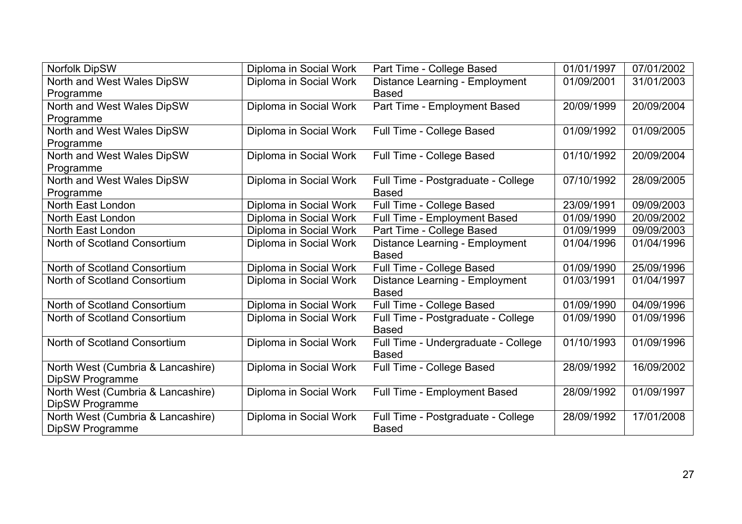| | | | | |
|---|---|---|---|---|
| Norfolk DipSW | Diploma in Social Work | Part Time - College Based | 01/01/1997 | 07/01/2002 |
| North and West Wales DipSW Programme | Diploma in Social Work | Distance Learning - Employment Based | 01/09/2001 | 31/01/2003 |
| North and West Wales DipSW Programme | Diploma in Social Work | Part Time - Employment Based | 20/09/1999 | 20/09/2004 |
| North and West Wales DipSW Programme | Diploma in Social Work | Full Time - College Based | 01/09/1992 | 01/09/2005 |
| North and West Wales DipSW Programme | Diploma in Social Work | Full Time - College Based | 01/10/1992 | 20/09/2004 |
| North and West Wales DipSW Programme | Diploma in Social Work | Full Time - Postgraduate - College Based | 07/10/1992 | 28/09/2005 |
| North East London | Diploma in Social Work | Full Time - College Based | 23/09/1991 | 09/09/2003 |
| North East London | Diploma in Social Work | Full Time - Employment Based | 01/09/1990 | 20/09/2002 |
| North East London | Diploma in Social Work | Part Time - College Based | 01/09/1999 | 09/09/2003 |
| North of Scotland Consortium | Diploma in Social Work | Distance Learning - Employment Based | 01/04/1996 | 01/04/1996 |
| North of Scotland Consortium | Diploma in Social Work | Full Time - College Based | 01/09/1990 | 25/09/1996 |
| North of Scotland Consortium | Diploma in Social Work | Distance Learning - Employment Based | 01/03/1991 | 01/04/1997 |
| North of Scotland Consortium | Diploma in Social Work | Full Time - College Based | 01/09/1990 | 04/09/1996 |
| North of Scotland Consortium | Diploma in Social Work | Full Time - Postgraduate - College Based | 01/09/1990 | 01/09/1996 |
| North of Scotland Consortium | Diploma in Social Work | Full Time - Undergraduate - College Based | 01/10/1993 | 01/09/1996 |
| North West (Cumbria & Lancashire) DipSW Programme | Diploma in Social Work | Full Time - College Based | 28/09/1992 | 16/09/2002 |
| North West (Cumbria & Lancashire) DipSW Programme | Diploma in Social Work | Full Time - Employment Based | 28/09/1992 | 01/09/1997 |
| North West (Cumbria & Lancashire) DipSW Programme | Diploma in Social Work | Full Time - Postgraduate - College Based | 28/09/1992 | 17/01/2008 |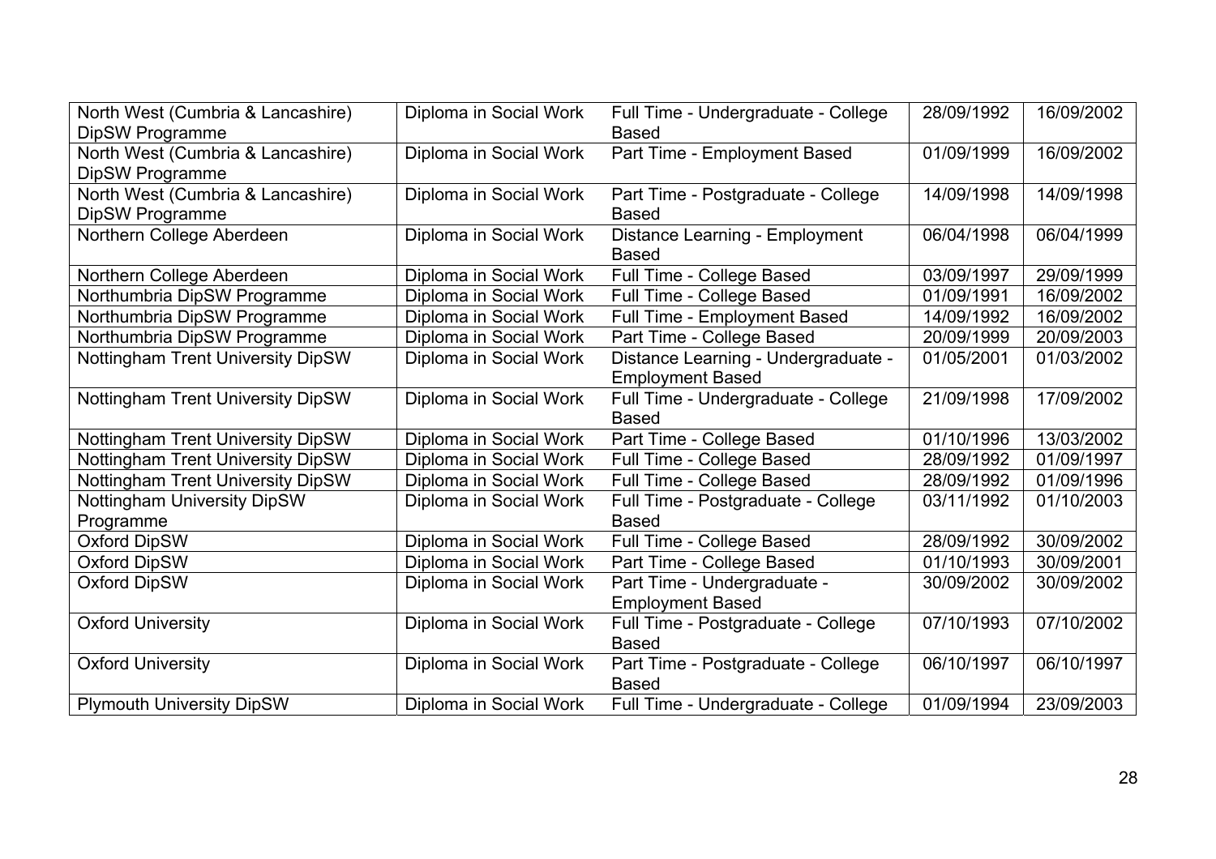| | | | | |
|---|---|---|---|---|
| North West (Cumbria & Lancashire) DipSW Programme | Diploma in Social Work | Full Time - Undergraduate - College Based | 28/09/1992 | 16/09/2002 |
| North West (Cumbria & Lancashire) DipSW Programme | Diploma in Social Work | Part Time - Employment Based | 01/09/1999 | 16/09/2002 |
| North West (Cumbria & Lancashire) DipSW Programme | Diploma in Social Work | Part Time - Postgraduate - College Based | 14/09/1998 | 14/09/1998 |
| Northern College Aberdeen | Diploma in Social Work | Distance Learning - Employment Based | 06/04/1998 | 06/04/1999 |
| Northern College Aberdeen | Diploma in Social Work | Full Time - College Based | 03/09/1997 | 29/09/1999 |
| Northumbria DipSW Programme | Diploma in Social Work | Full Time - College Based | 01/09/1991 | 16/09/2002 |
| Northumbria DipSW Programme | Diploma in Social Work | Full Time - Employment Based | 14/09/1992 | 16/09/2002 |
| Northumbria DipSW Programme | Diploma in Social Work | Part Time - College Based | 20/09/1999 | 20/09/2003 |
| Nottingham Trent University DipSW | Diploma in Social Work | Distance Learning - Undergraduate - Employment Based | 01/05/2001 | 01/03/2002 |
| Nottingham Trent University DipSW | Diploma in Social Work | Full Time - Undergraduate - College Based | 21/09/1998 | 17/09/2002 |
| Nottingham Trent University DipSW | Diploma in Social Work | Part Time - College Based | 01/10/1996 | 13/03/2002 |
| Nottingham Trent University DipSW | Diploma in Social Work | Full Time - College Based | 28/09/1992 | 01/09/1997 |
| Nottingham Trent University DipSW | Diploma in Social Work | Full Time - College Based | 28/09/1992 | 01/09/1996 |
| Nottingham University DipSW Programme | Diploma in Social Work | Full Time - Postgraduate - College Based | 03/11/1992 | 01/10/2003 |
| Oxford DipSW | Diploma in Social Work | Full Time - College Based | 28/09/1992 | 30/09/2002 |
| Oxford DipSW | Diploma in Social Work | Part Time - College Based | 01/10/1993 | 30/09/2001 |
| Oxford DipSW | Diploma in Social Work | Part Time - Undergraduate - Employment Based | 30/09/2002 | 30/09/2002 |
| Oxford University | Diploma in Social Work | Full Time - Postgraduate - College Based | 07/10/1993 | 07/10/2002 |
| Oxford University | Diploma in Social Work | Part Time - Postgraduate - College Based | 06/10/1997 | 06/10/1997 |
| Plymouth University DipSW | Diploma in Social Work | Full Time - Undergraduate - College | 01/09/1994 | 23/09/2003 |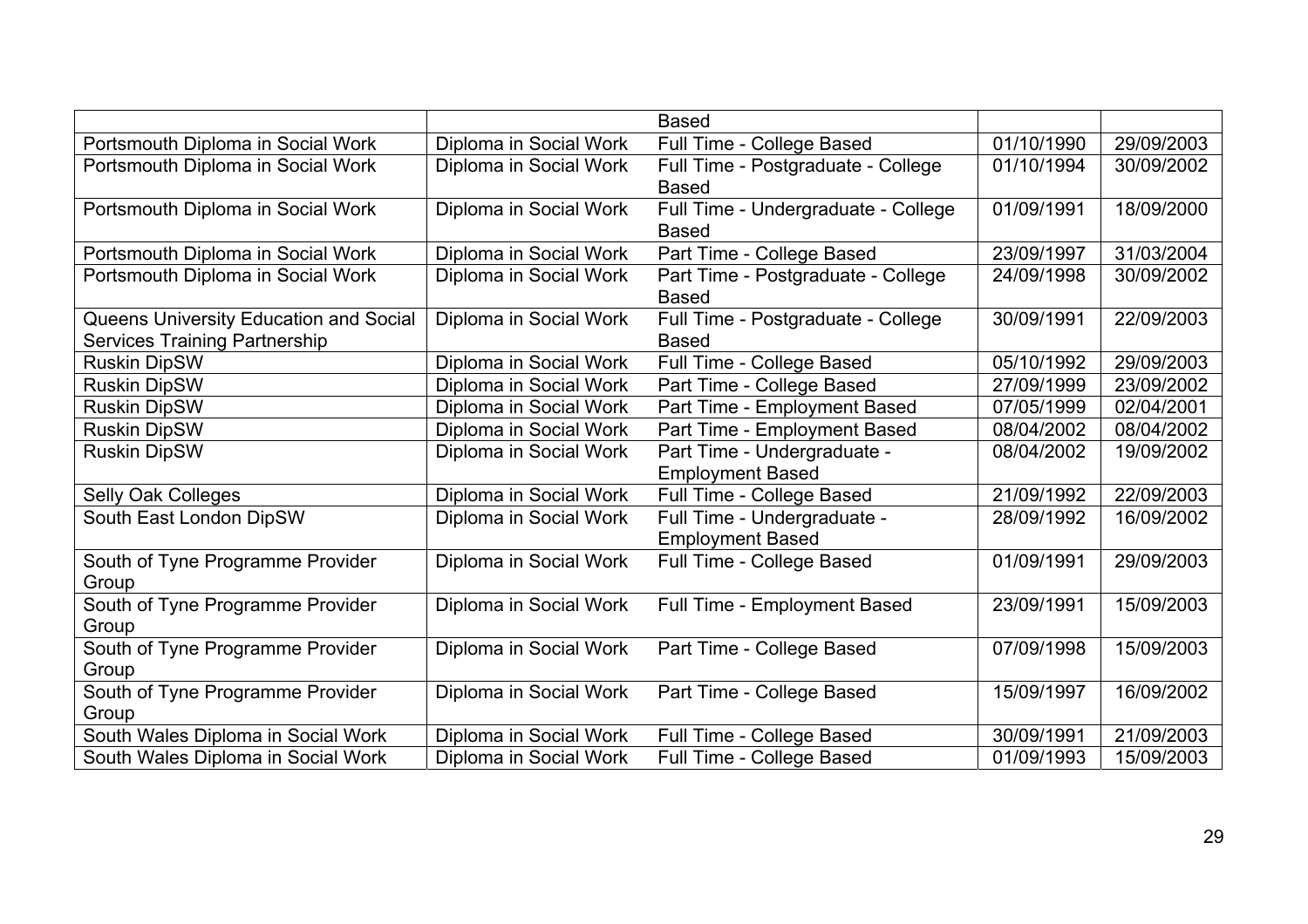| | | Based | | |
|---|---|---|---|---|
| Portsmouth Diploma in Social Work | Diploma in Social Work | Full Time - College Based | 01/10/1990 | 29/09/2003 |
| Portsmouth Diploma in Social Work | Diploma in Social Work | Full Time - Postgraduate - College Based | 01/10/1994 | 30/09/2002 |
| Portsmouth Diploma in Social Work | Diploma in Social Work | Full Time - Undergraduate - College Based | 01/09/1991 | 18/09/2000 |
| Portsmouth Diploma in Social Work | Diploma in Social Work | Part Time - College Based | 23/09/1997 | 31/03/2004 |
| Portsmouth Diploma in Social Work | Diploma in Social Work | Part Time - Postgraduate - College Based | 24/09/1998 | 30/09/2002 |
| Queens University Education and Social Services Training Partnership | Diploma in Social Work | Full Time - Postgraduate - College Based | 30/09/1991 | 22/09/2003 |
| Ruskin DipSW | Diploma in Social Work | Full Time - College Based | 05/10/1992 | 29/09/2003 |
| Ruskin DipSW | Diploma in Social Work | Part Time - College Based | 27/09/1999 | 23/09/2002 |
| Ruskin DipSW | Diploma in Social Work | Part Time - Employment Based | 07/05/1999 | 02/04/2001 |
| Ruskin DipSW | Diploma in Social Work | Part Time - Employment Based | 08/04/2002 | 08/04/2002 |
| Ruskin DipSW | Diploma in Social Work | Part Time - Undergraduate - Employment Based | 08/04/2002 | 19/09/2002 |
| Selly Oak Colleges | Diploma in Social Work | Full Time - College Based | 21/09/1992 | 22/09/2003 |
| South East London DipSW | Diploma in Social Work | Full Time - Undergraduate - Employment Based | 28/09/1992 | 16/09/2002 |
| South of Tyne Programme Provider Group | Diploma in Social Work | Full Time - College Based | 01/09/1991 | 29/09/2003 |
| South of Tyne Programme Provider Group | Diploma in Social Work | Full Time - Employment Based | 23/09/1991 | 15/09/2003 |
| South of Tyne Programme Provider Group | Diploma in Social Work | Part Time - College Based | 07/09/1998 | 15/09/2003 |
| South of Tyne Programme Provider Group | Diploma in Social Work | Part Time - College Based | 15/09/1997 | 16/09/2002 |
| South Wales Diploma in Social Work | Diploma in Social Work | Full Time - College Based | 30/09/1991 | 21/09/2003 |
| South Wales Diploma in Social Work | Diploma in Social Work | Full Time - College Based | 01/09/1993 | 15/09/2003 |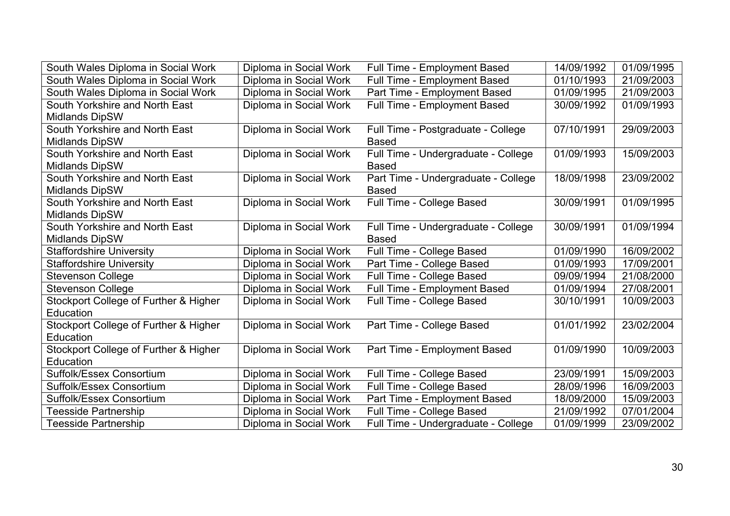| | | | | |
|---|---|---|---|---|
| South Wales Diploma in Social Work | Diploma in Social Work | Full Time - Employment Based | 14/09/1992 | 01/09/1995 |
| South Wales Diploma in Social Work | Diploma in Social Work | Full Time - Employment Based | 01/10/1993 | 21/09/2003 |
| South Wales Diploma in Social Work | Diploma in Social Work | Part Time - Employment Based | 01/09/1995 | 21/09/2003 |
| South Yorkshire and North East Midlands DipSW | Diploma in Social Work | Full Time - Employment Based | 30/09/1992 | 01/09/1993 |
| South Yorkshire and North East Midlands DipSW | Diploma in Social Work | Full Time - Postgraduate - College Based | 07/10/1991 | 29/09/2003 |
| South Yorkshire and North East Midlands DipSW | Diploma in Social Work | Full Time - Undergraduate - College Based | 01/09/1993 | 15/09/2003 |
| South Yorkshire and North East Midlands DipSW | Diploma in Social Work | Part Time - Undergraduate - College Based | 18/09/1998 | 23/09/2002 |
| South Yorkshire and North East Midlands DipSW | Diploma in Social Work | Full Time - College Based | 30/09/1991 | 01/09/1995 |
| South Yorkshire and North East Midlands DipSW | Diploma in Social Work | Full Time - Undergraduate - College Based | 30/09/1991 | 01/09/1994 |
| Staffordshire University | Diploma in Social Work | Full Time - College Based | 01/09/1990 | 16/09/2002 |
| Staffordshire University | Diploma in Social Work | Part Time - College Based | 01/09/1993 | 17/09/2001 |
| Stevenson College | Diploma in Social Work | Full Time - College Based | 09/09/1994 | 21/08/2000 |
| Stevenson College | Diploma in Social Work | Full Time - Employment Based | 01/09/1994 | 27/08/2001 |
| Stockport College of Further & Higher Education | Diploma in Social Work | Full Time - College Based | 30/10/1991 | 10/09/2003 |
| Stockport College of Further & Higher Education | Diploma in Social Work | Part Time - College Based | 01/01/1992 | 23/02/2004 |
| Stockport College of Further & Higher Education | Diploma in Social Work | Part Time - Employment Based | 01/09/1990 | 10/09/2003 |
| Suffolk/Essex Consortium | Diploma in Social Work | Full Time - College Based | 23/09/1991 | 15/09/2003 |
| Suffolk/Essex Consortium | Diploma in Social Work | Full Time - College Based | 28/09/1996 | 16/09/2003 |
| Suffolk/Essex Consortium | Diploma in Social Work | Part Time - Employment Based | 18/09/2000 | 15/09/2003 |
| Teesside Partnership | Diploma in Social Work | Full Time - College Based | 21/09/1992 | 07/01/2004 |
| Teesside Partnership | Diploma in Social Work | Full Time - Undergraduate - College | 01/09/1999 | 23/09/2002 |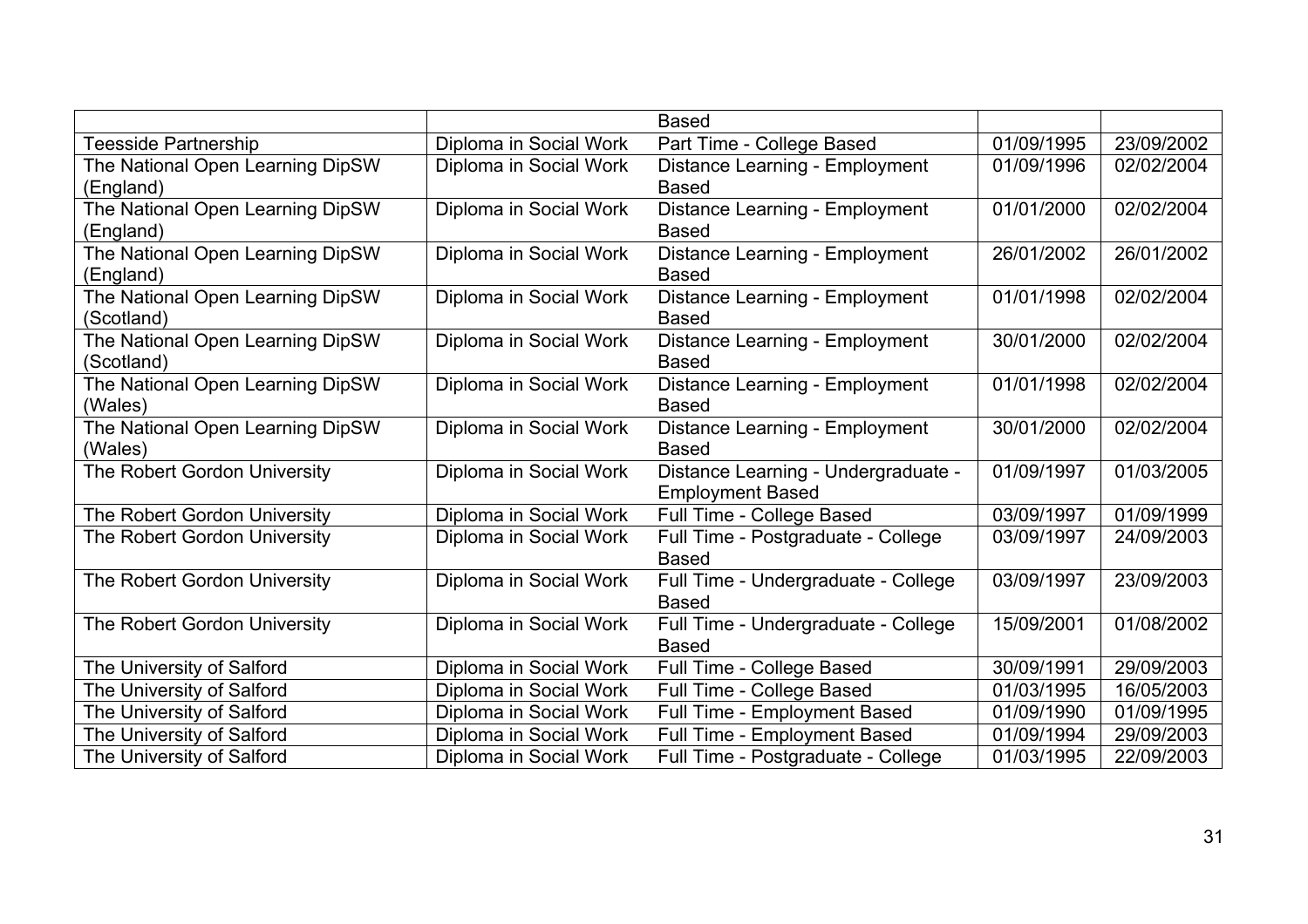| | | Based | | |
|---|---|---|---|---|
| Teesside Partnership | Diploma in Social Work | Part Time - College Based | 01/09/1995 | 23/09/2002 |
| The National Open Learning DipSW (England) | Diploma in Social Work | Distance Learning - Employment Based | 01/09/1996 | 02/02/2004 |
| The National Open Learning DipSW (England) | Diploma in Social Work | Distance Learning - Employment Based | 01/01/2000 | 02/02/2004 |
| The National Open Learning DipSW (England) | Diploma in Social Work | Distance Learning - Employment Based | 26/01/2002 | 26/01/2002 |
| The National Open Learning DipSW (Scotland) | Diploma in Social Work | Distance Learning - Employment Based | 01/01/1998 | 02/02/2004 |
| The National Open Learning DipSW (Scotland) | Diploma in Social Work | Distance Learning - Employment Based | 30/01/2000 | 02/02/2004 |
| The National Open Learning DipSW (Wales) | Diploma in Social Work | Distance Learning - Employment Based | 01/01/1998 | 02/02/2004 |
| The National Open Learning DipSW (Wales) | Diploma in Social Work | Distance Learning - Employment Based | 30/01/2000 | 02/02/2004 |
| The Robert Gordon University | Diploma in Social Work | Distance Learning - Undergraduate - Employment Based | 01/09/1997 | 01/03/2005 |
| The Robert Gordon University | Diploma in Social Work | Full Time - College Based | 03/09/1997 | 01/09/1999 |
| The Robert Gordon University | Diploma in Social Work | Full Time - Postgraduate - College Based | 03/09/1997 | 24/09/2003 |
| The Robert Gordon University | Diploma in Social Work | Full Time - Undergraduate - College Based | 03/09/1997 | 23/09/2003 |
| The Robert Gordon University | Diploma in Social Work | Full Time - Undergraduate - College Based | 15/09/2001 | 01/08/2002 |
| The University of Salford | Diploma in Social Work | Full Time - College Based | 30/09/1991 | 29/09/2003 |
| The University of Salford | Diploma in Social Work | Full Time - College Based | 01/03/1995 | 16/05/2003 |
| The University of Salford | Diploma in Social Work | Full Time - Employment Based | 01/09/1990 | 01/09/1995 |
| The University of Salford | Diploma in Social Work | Full Time - Employment Based | 01/09/1994 | 29/09/2003 |
| The University of Salford | Diploma in Social Work | Full Time - Postgraduate - College | 01/03/1995 | 22/09/2003 |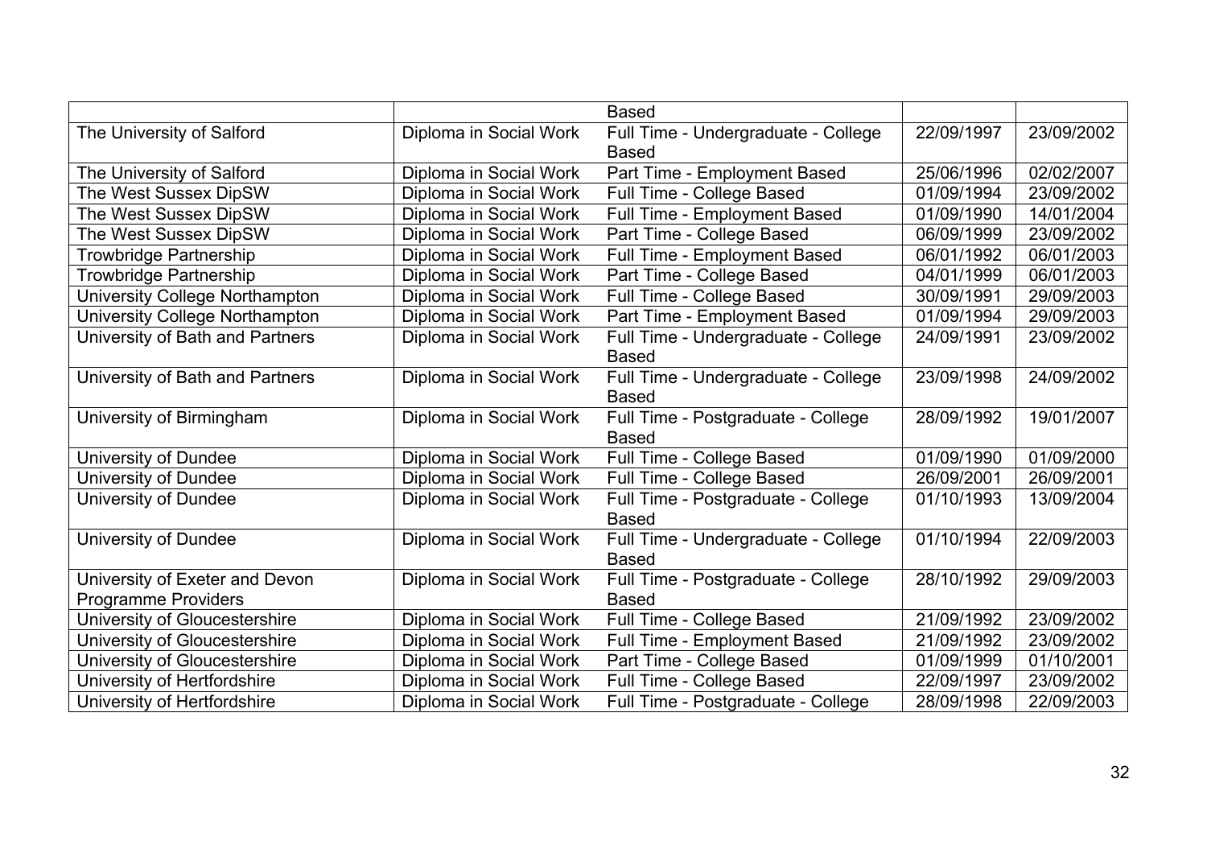| | | Based | | |
|---|---|---|---|---|
| The University of Salford | Diploma in Social Work | Full Time - Undergraduate - College Based | 22/09/1997 | 23/09/2002 |
| The University of Salford | Diploma in Social Work | Part Time - Employment Based | 25/06/1996 | 02/02/2007 |
| The West Sussex DipSW | Diploma in Social Work | Full Time - College Based | 01/09/1994 | 23/09/2002 |
| The West Sussex DipSW | Diploma in Social Work | Full Time - Employment Based | 01/09/1990 | 14/01/2004 |
| The West Sussex DipSW | Diploma in Social Work | Part Time - College Based | 06/09/1999 | 23/09/2002 |
| Trowbridge Partnership | Diploma in Social Work | Full Time - Employment Based | 06/01/1992 | 06/01/2003 |
| Trowbridge Partnership | Diploma in Social Work | Part Time - College Based | 04/01/1999 | 06/01/2003 |
| University College Northampton | Diploma in Social Work | Full Time - College Based | 30/09/1991 | 29/09/2003 |
| University College Northampton | Diploma in Social Work | Part Time - Employment Based | 01/09/1994 | 29/09/2003 |
| University of Bath and Partners | Diploma in Social Work | Full Time - Undergraduate - College Based | 24/09/1991 | 23/09/2002 |
| University of Bath and Partners | Diploma in Social Work | Full Time - Undergraduate - College Based | 23/09/1998 | 24/09/2002 |
| University of Birmingham | Diploma in Social Work | Full Time - Postgraduate - College Based | 28/09/1992 | 19/01/2007 |
| University of Dundee | Diploma in Social Work | Full Time - College Based | 01/09/1990 | 01/09/2000 |
| University of Dundee | Diploma in Social Work | Full Time - College Based | 26/09/2001 | 26/09/2001 |
| University of Dundee | Diploma in Social Work | Full Time - Postgraduate - College Based | 01/10/1993 | 13/09/2004 |
| University of Dundee | Diploma in Social Work | Full Time - Undergraduate - College Based | 01/10/1994 | 22/09/2003 |
| University of Exeter and Devon Programme Providers | Diploma in Social Work | Full Time - Postgraduate - College Based | 28/10/1992 | 29/09/2003 |
| University of Gloucestershire | Diploma in Social Work | Full Time - College Based | 21/09/1992 | 23/09/2002 |
| University of Gloucestershire | Diploma in Social Work | Full Time - Employment Based | 21/09/1992 | 23/09/2002 |
| University of Gloucestershire | Diploma in Social Work | Part Time - College Based | 01/09/1999 | 01/10/2001 |
| University of Hertfordshire | Diploma in Social Work | Full Time - College Based | 22/09/1997 | 23/09/2002 |
| University of Hertfordshire | Diploma in Social Work | Full Time - Postgraduate - College | 28/09/1998 | 22/09/2003 |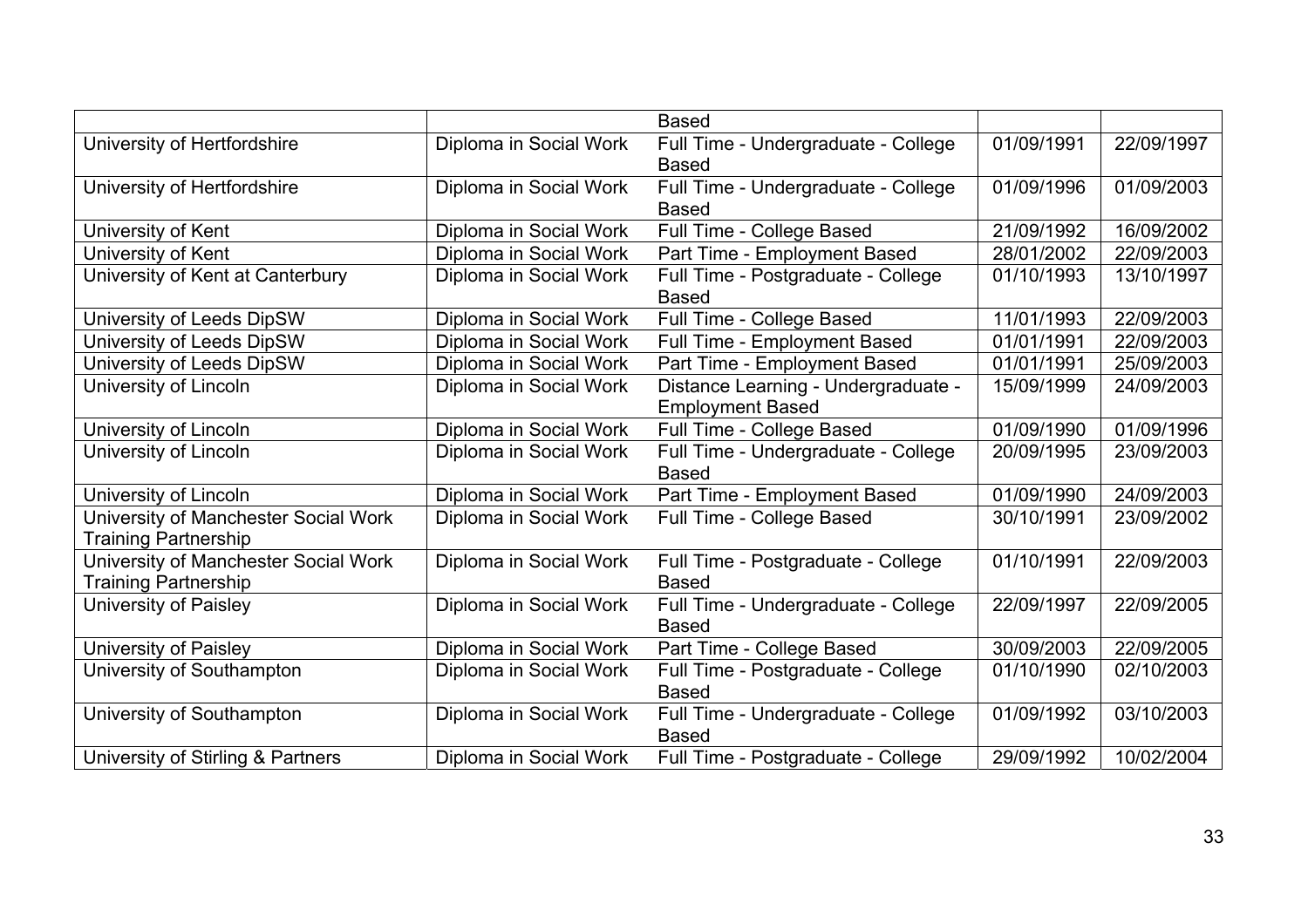| | | Based | | |
|---|---|---|---|---|
| University of Hertfordshire | Diploma in Social Work | Full Time - Undergraduate - College Based | 01/09/1991 | 22/09/1997 |
| University of Hertfordshire | Diploma in Social Work | Full Time - Undergraduate - College Based | 01/09/1996 | 01/09/2003 |
| University of Kent | Diploma in Social Work | Full Time - College Based | 21/09/1992 | 16/09/2002 |
| University of Kent | Diploma in Social Work | Part Time - Employment Based | 28/01/2002 | 22/09/2003 |
| University of Kent at Canterbury | Diploma in Social Work | Full Time - Postgraduate - College Based | 01/10/1993 | 13/10/1997 |
| University of Leeds DipSW | Diploma in Social Work | Full Time - College Based | 11/01/1993 | 22/09/2003 |
| University of Leeds DipSW | Diploma in Social Work | Full Time - Employment Based | 01/01/1991 | 22/09/2003 |
| University of Leeds DipSW | Diploma in Social Work | Part Time - Employment Based | 01/01/1991 | 25/09/2003 |
| University of Lincoln | Diploma in Social Work | Distance Learning - Undergraduate - Employment Based | 15/09/1999 | 24/09/2003 |
| University of Lincoln | Diploma in Social Work | Full Time - College Based | 01/09/1990 | 01/09/1996 |
| University of Lincoln | Diploma in Social Work | Full Time - Undergraduate - College Based | 20/09/1995 | 23/09/2003 |
| University of Lincoln | Diploma in Social Work | Part Time - Employment Based | 01/09/1990 | 24/09/2003 |
| University of Manchester Social Work Training Partnership | Diploma in Social Work | Full Time - College Based | 30/10/1991 | 23/09/2002 |
| University of Manchester Social Work Training Partnership | Diploma in Social Work | Full Time - Postgraduate - College Based | 01/10/1991 | 22/09/2003 |
| University of Paisley | Diploma in Social Work | Full Time - Undergraduate - College Based | 22/09/1997 | 22/09/2005 |
| University of Paisley | Diploma in Social Work | Part Time - College Based | 30/09/2003 | 22/09/2005 |
| University of Southampton | Diploma in Social Work | Full Time - Postgraduate - College Based | 01/10/1990 | 02/10/2003 |
| University of Southampton | Diploma in Social Work | Full Time - Undergraduate - College Based | 01/09/1992 | 03/10/2003 |
| University of Stirling & Partners | Diploma in Social Work | Full Time - Postgraduate - College | 29/09/1992 | 10/02/2004 |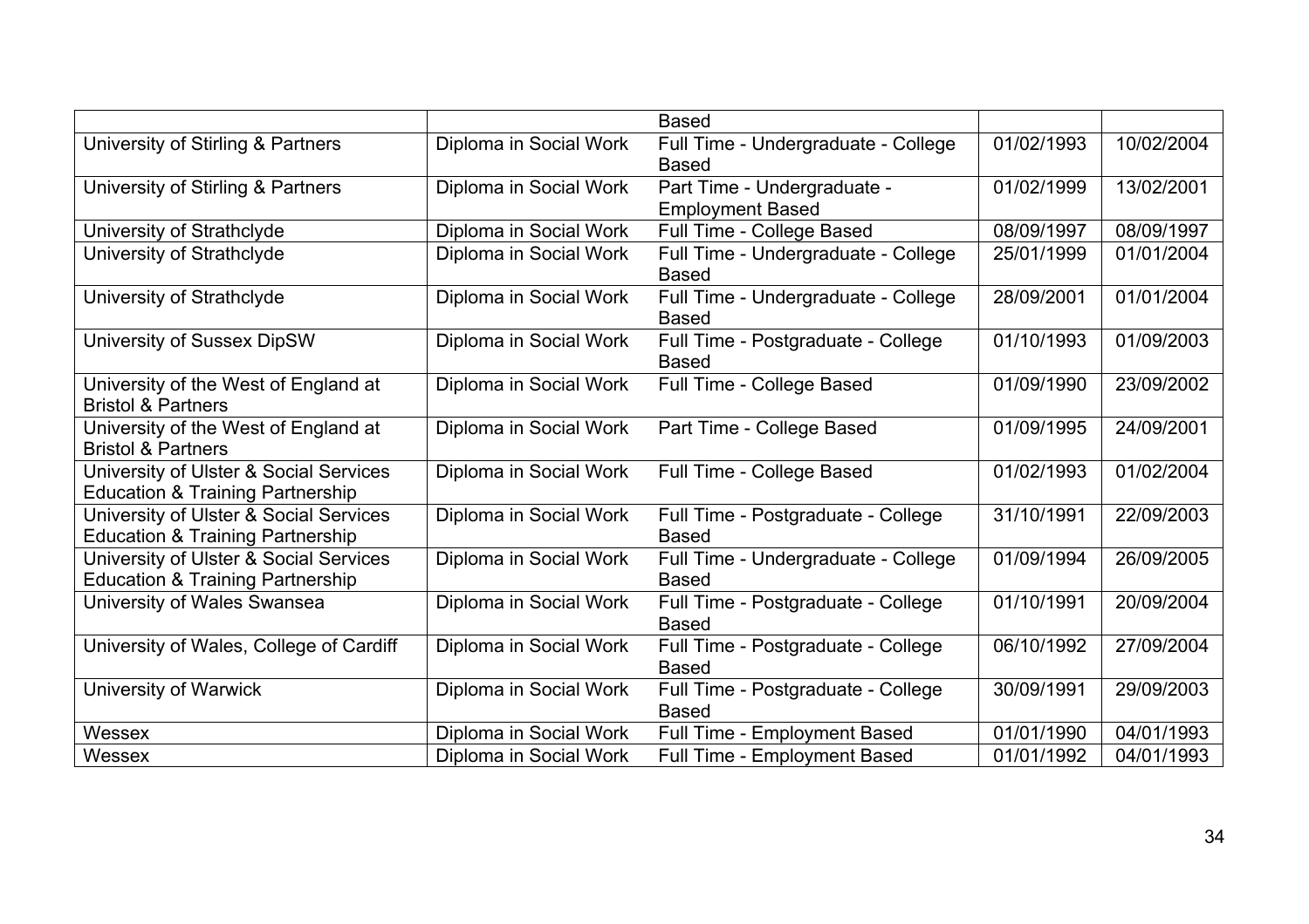| | | | | |
|---|---|---|---|---|
| | | Based | | |
| University of Stirling & Partners | Diploma in Social Work | Full Time - Undergraduate - College Based | 01/02/1993 | 10/02/2004 |
| University of Stirling & Partners | Diploma in Social Work | Part Time - Undergraduate - Employment Based | 01/02/1999 | 13/02/2001 |
| University of Strathclyde | Diploma in Social Work | Full Time - College Based | 08/09/1997 | 08/09/1997 |
| University of Strathclyde | Diploma in Social Work | Full Time - Undergraduate - College Based | 25/01/1999 | 01/01/2004 |
| University of Strathclyde | Diploma in Social Work | Full Time - Undergraduate - College Based | 28/09/2001 | 01/01/2004 |
| University of Sussex DipSW | Diploma in Social Work | Full Time - Postgraduate - College Based | 01/10/1993 | 01/09/2003 |
| University of the West of England at Bristol & Partners | Diploma in Social Work | Full Time - College Based | 01/09/1990 | 23/09/2002 |
| University of the West of England at Bristol & Partners | Diploma in Social Work | Part Time - College Based | 01/09/1995 | 24/09/2001 |
| University of Ulster & Social Services Education & Training Partnership | Diploma in Social Work | Full Time - College Based | 01/02/1993 | 01/02/2004 |
| University of Ulster & Social Services Education & Training Partnership | Diploma in Social Work | Full Time - Postgraduate - College Based | 31/10/1991 | 22/09/2003 |
| University of Ulster & Social Services Education & Training Partnership | Diploma in Social Work | Full Time - Undergraduate - College Based | 01/09/1994 | 26/09/2005 |
| University of Wales Swansea | Diploma in Social Work | Full Time - Postgraduate - College Based | 01/10/1991 | 20/09/2004 |
| University of Wales, College of Cardiff | Diploma in Social Work | Full Time - Postgraduate - College Based | 06/10/1992 | 27/09/2004 |
| University of Warwick | Diploma in Social Work | Full Time - Postgraduate - College Based | 30/09/1991 | 29/09/2003 |
| Wessex | Diploma in Social Work | Full Time - Employment Based | 01/01/1990 | 04/01/1993 |
| Wessex | Diploma in Social Work | Full Time - Employment Based | 01/01/1992 | 04/01/1993 |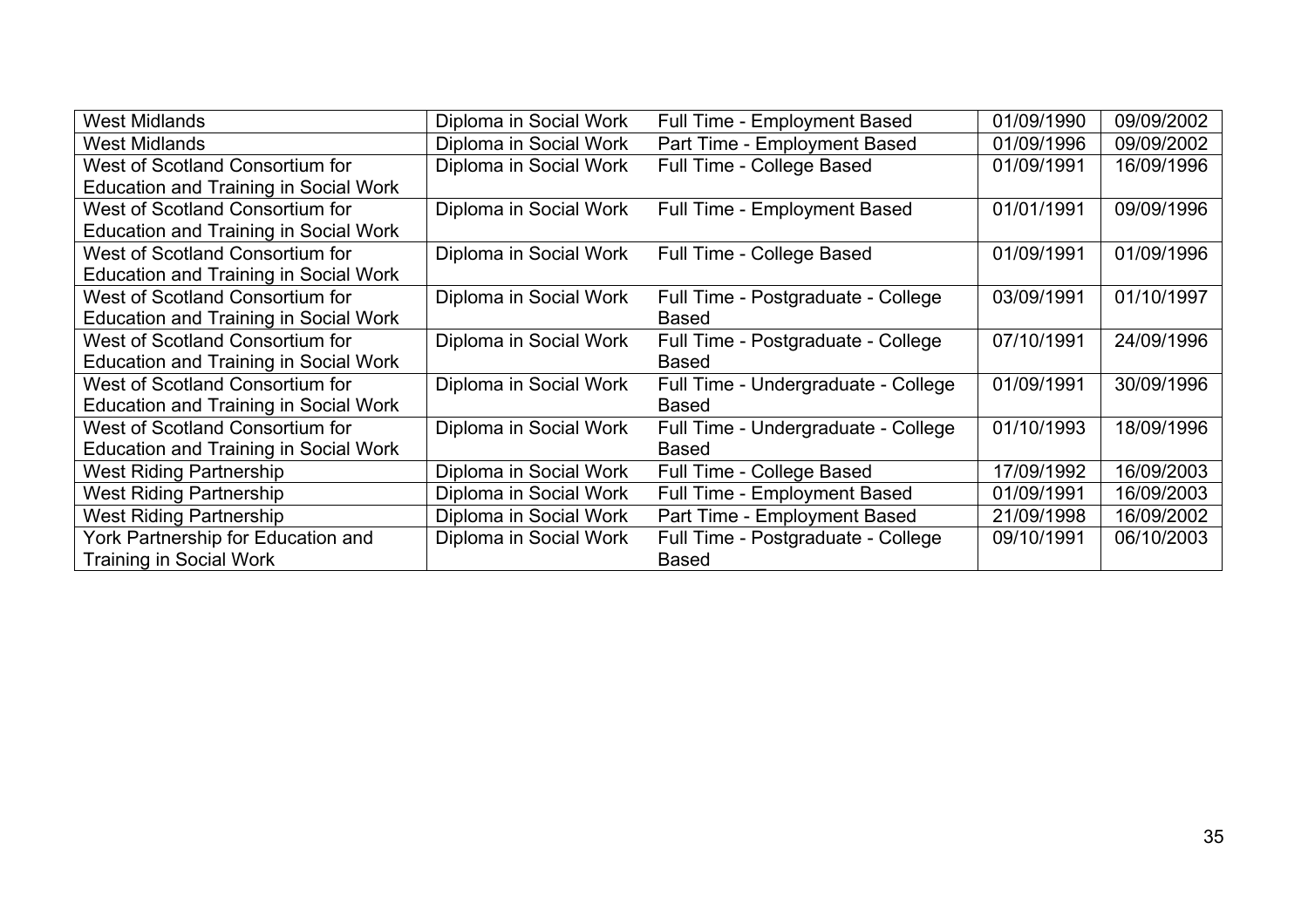| | | | | |
|---|---|---|---|---|
| West Midlands | Diploma in Social Work | Full Time - Employment Based | 01/09/1990 | 09/09/2002 |
| West Midlands | Diploma in Social Work | Part Time - Employment Based | 01/09/1996 | 09/09/2002 |
| West of Scotland Consortium for Education and Training in Social Work | Diploma in Social Work | Full Time - College Based | 01/09/1991 | 16/09/1996 |
| West of Scotland Consortium for Education and Training in Social Work | Diploma in Social Work | Full Time - Employment Based | 01/01/1991 | 09/09/1996 |
| West of Scotland Consortium for Education and Training in Social Work | Diploma in Social Work | Full Time - College Based | 01/09/1991 | 01/09/1996 |
| West of Scotland Consortium for Education and Training in Social Work | Diploma in Social Work | Full Time - Postgraduate - College Based | 03/09/1991 | 01/10/1997 |
| West of Scotland Consortium for Education and Training in Social Work | Diploma in Social Work | Full Time - Postgraduate - College Based | 07/10/1991 | 24/09/1996 |
| West of Scotland Consortium for Education and Training in Social Work | Diploma in Social Work | Full Time - Undergraduate - College Based | 01/09/1991 | 30/09/1996 |
| West of Scotland Consortium for Education and Training in Social Work | Diploma in Social Work | Full Time - Undergraduate - College Based | 01/10/1993 | 18/09/1996 |
| West Riding Partnership | Diploma in Social Work | Full Time - College Based | 17/09/1992 | 16/09/2003 |
| West Riding Partnership | Diploma in Social Work | Full Time - Employment Based | 01/09/1991 | 16/09/2003 |
| West Riding Partnership | Diploma in Social Work | Part Time - Employment Based | 21/09/1998 | 16/09/2002 |
| York Partnership for Education and Training in Social Work | Diploma in Social Work | Full Time - Postgraduate - College Based | 09/10/1991 | 06/10/2003 |